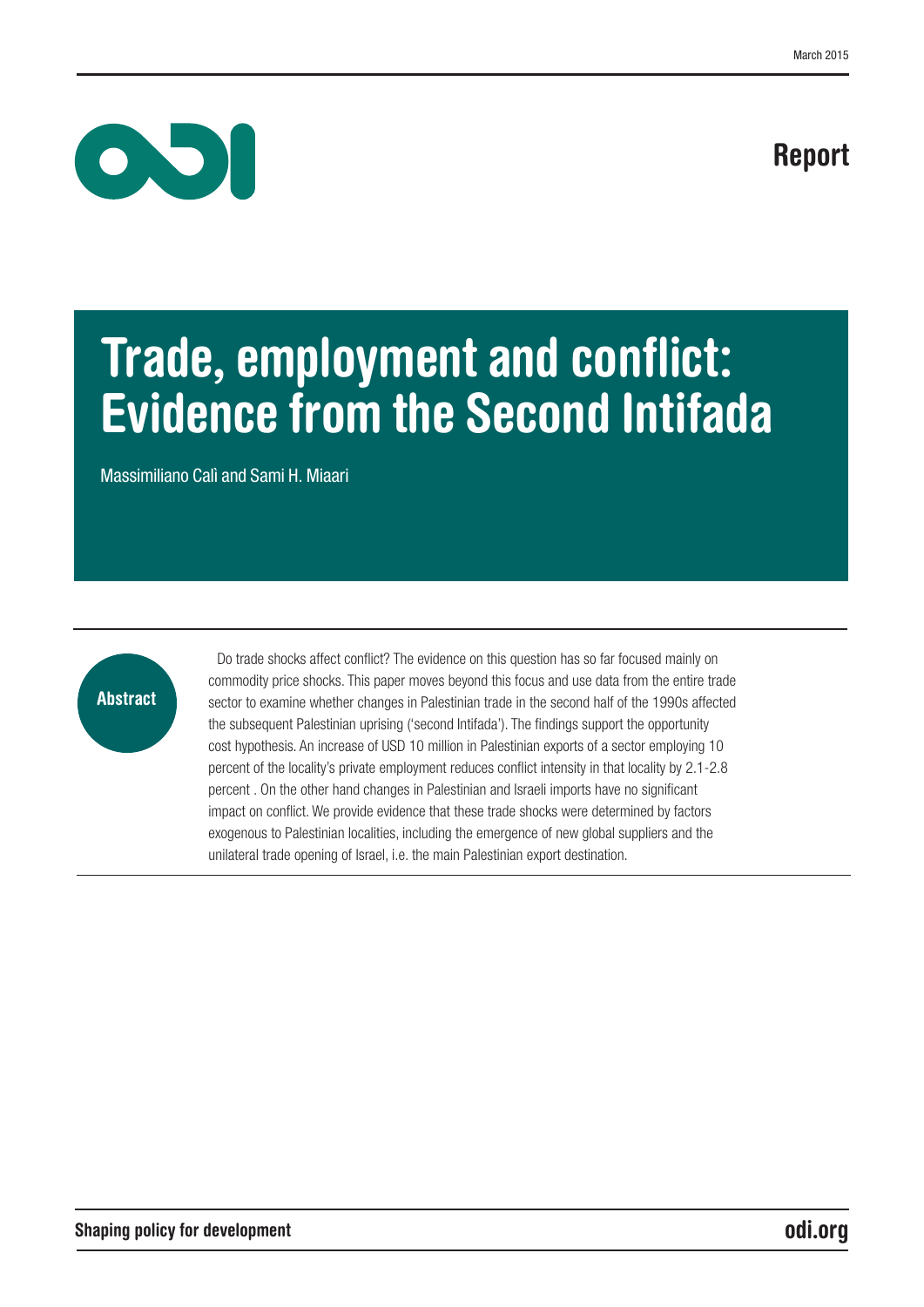March 2015

Report

# Trade, employment and conflict: Evidence from the Second Intifada

Massimiliano Calì and Sami H. Miaari

## Abstract

Do trade shocks affect conflict? The evidence on this question has so far focused mainly on commodity price shocks. This paper moves beyond this focus and use data from the entire trade sector to examine whether changes in Palestinian trade in the second half of the 1990s affected the subsequent Palestinian uprising ('second Intifada'). The findings support the opportunity cost hypothesis. An increase of USD 10 million in Palestinian exports of a sector employing 10 percent of the locality's private employment reduces conflict intensity in that locality by 2.1-2.8 percent . On the other hand changes in Palestinian and Israeli imports have no significant impact on conflict. We provide evidence that these trade shocks were determined by factors exogenous to Palestinian localities, including the emergence of new global suppliers and the unilateral trade opening of Israel, i.e. the main Palestinian export destination.

Shaping policy for development

odi.org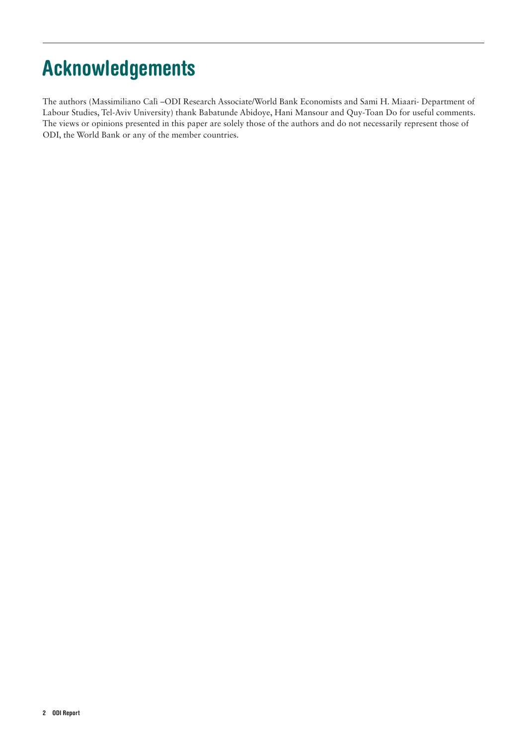# Acknowledgements

The authors (Massimiliano Calì –ODI Research Associate/World Bank Economists and Sami H. Miaari- Department of Labour Studies, Tel-Aviv University) thank Babatunde Abidoye, Hani Mansour and Quy-Toan Do for useful comments. The views or opinions presented in this paper are solely those of the authors and do not necessarily represent those of ODI, the World Bank or any of the member countries.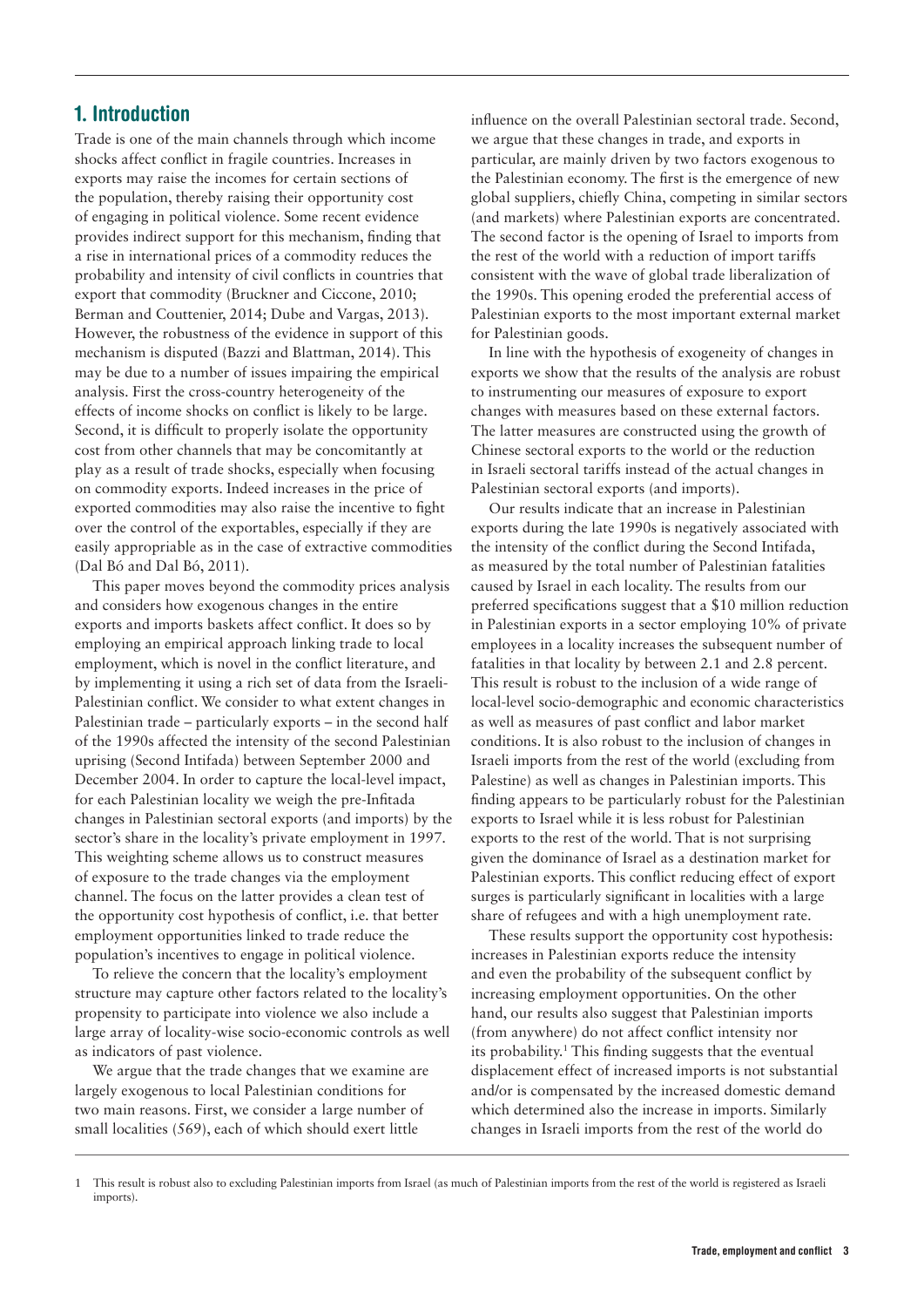## 1. Introduction

Trade is one of the main channels through which income shocks affect conflict in fragile countries. Increases in exports may raise the incomes for certain sections of the population, thereby raising their opportunity cost of engaging in political violence. Some recent evidence provides indirect support for this mechanism, finding that a rise in international prices of a commodity reduces the probability and intensity of civil conflicts in countries that export that commodity (Bruckner and Ciccone, 2010; Berman and Couttenier, 2014; Dube and Vargas, 2013). However, the robustness of the evidence in support of this mechanism is disputed (Bazzi and Blattman, 2014). This may be due to a number of issues impairing the empirical analysis. First the cross-country heterogeneity of the effects of income shocks on conflict is likely to be large. Second, it is difficult to properly isolate the opportunity cost from other channels that may be concomitantly at play as a result of trade shocks, especially when focusing on commodity exports. Indeed increases in the price of exported commodities may also raise the incentive to fight over the control of the exportables, especially if they are easily appropriable as in the case of extractive commodities (Dal Bó and Dal Bó, 2011).

This paper moves beyond the commodity prices analysis and considers how exogenous changes in the entire exports and imports baskets affect conflict. It does so by employing an empirical approach linking trade to local employment, which is novel in the conflict literature, and by implementing it using a rich set of data from the Israeli-Palestinian conflict. We consider to what extent changes in Palestinian trade – particularly exports – in the second half of the 1990s affected the intensity of the second Palestinian uprising (Second Intifada) between September 2000 and December 2004. In order to capture the local-level impact, for each Palestinian locality we weigh the pre-Infitada changes in Palestinian sectoral exports (and imports) by the sector's share in the locality's private employment in 1997. This weighting scheme allows us to construct measures of exposure to the trade changes via the employment channel. The focus on the latter provides a clean test of the opportunity cost hypothesis of conflict, i.e. that better employment opportunities linked to trade reduce the population's incentives to engage in political violence.

To relieve the concern that the locality's employment structure may capture other factors related to the locality's propensity to participate into violence we also include a large array of locality-wise socio-economic controls as well as indicators of past violence.

We argue that the trade changes that we examine are largely exogenous to local Palestinian conditions for two main reasons. First, we consider a large number of small localities (569), each of which should exert little influence on the overall Palestinian sectoral trade. Second, we argue that these changes in trade, and exports in particular, are mainly driven by two factors exogenous to the Palestinian economy. The first is the emergence of new global suppliers, chiefly China, competing in similar sectors (and markets) where Palestinian exports are concentrated. The second factor is the opening of Israel to imports from the rest of the world with a reduction of import tariffs consistent with the wave of global trade liberalization of the 1990s. This opening eroded the preferential access of Palestinian exports to the most important external market for Palestinian goods.

In line with the hypothesis of exogeneity of changes in exports we show that the results of the analysis are robust to instrumenting our measures of exposure to export changes with measures based on these external factors. The latter measures are constructed using the growth of Chinese sectoral exports to the world or the reduction in Israeli sectoral tariffs instead of the actual changes in Palestinian sectoral exports (and imports).

Our results indicate that an increase in Palestinian exports during the late 1990s is negatively associated with the intensity of the conflict during the Second Intifada, as measured by the total number of Palestinian fatalities caused by Israel in each locality. The results from our preferred specifications suggest that a $10 million reduction in Palestinian exports in a sector employing 10% of private employees in a locality increases the subsequent number of fatalities in that locality by between 2.1 and 2.8 percent. This result is robust to the inclusion of a wide range of local-level socio-demographic and economic characteristics as well as measures of past conflict and labor market conditions. It is also robust to the inclusion of changes in Israeli imports from the rest of the world (excluding from Palestine) as well as changes in Palestinian imports. This finding appears to be particularly robust for the Palestinian exports to Israel while it is less robust for Palestinian exports to the rest of the world. That is not surprising given the dominance of Israel as a destination market for Palestinian exports. This conflict reducing effect of export surges is particularly significant in localities with a large share of refugees and with a high unemployment rate.

These results support the opportunity cost hypothesis: increases in Palestinian exports reduce the intensity and even the probability of the subsequent conflict by increasing employment opportunities. On the other hand, our results also suggest that Palestinian imports (from anywhere) do not affect conflict intensity nor its probability.[1] This finding suggests that the eventual displacement effect of increased imports is not substantial and/or is compensated by the increased domestic demand which determined also the increase in imports. Similarly changes in Israeli imports from the rest of the world do

[1] This result is robust also to excluding Palestinian imports from Israel (as much of Palestinian imports from the rest of the world is registered as Israeli imports).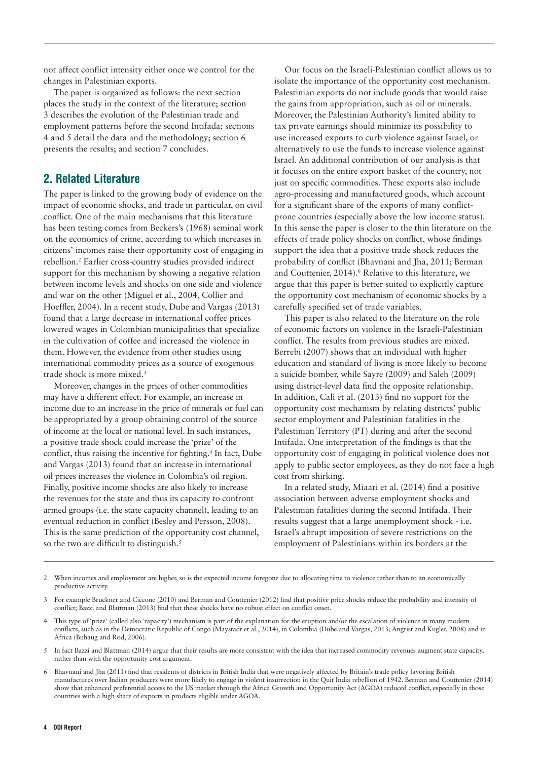not affect conflict intensity either once we control for the changes in Palestinian exports.

The paper is organized as follows: the next section places the study in the context of the literature; section 3 describes the evolution of the Palestinian trade and employment patterns before the second Intifada; sections 4 and 5 detail the data and the methodology; section 6 presents the results; and section 7 concludes.

## 2. Related Literature

The paper is linked to the growing body of evidence on the impact of economic shocks, and trade in particular, on civil conflict. One of the main mechanisms that this literature has been testing comes from Beckers's (1968) seminal work on the economics of crime, according to which increases in citizens' incomes raise their opportunity cost of engaging in rebellion.[2] Earlier cross-country studies provided indirect support for this mechanism by showing a negative relation between income levels and shocks on one side and violence and war on the other (Miguel et al., 2004, Collier and Hoeffler, 2004). In a recent study, Dube and Vargas (2013) found that a large decrease in international coffee prices lowered wages in Colombian municipalities that specialize in the cultivation of coffee and increased the violence in them. However, the evidence from other studies using international commodity prices as a source of exogenous trade shock is more mixed.[3]

Moreover, changes in the prices of other commodities may have a different effect. For example, an increase in income due to an increase in the price of minerals or fuel can be appropriated by a group obtaining control of the source of income at the local or national level. In such instances, a positive trade shock could increase the 'prize' of the conflict, thus raising the incentive for fighting.[4] In fact, Dube and Vargas (2013) found that an increase in international oil prices increases the violence in Colombia's oil region. Finally, positive income shocks are also likely to increase the revenues for the state and thus its capacity to confront armed groups (i.e. the state capacity channel), leading to an eventual reduction in conflict (Besley and Persson, 2008). This is the same prediction of the opportunity cost channel, so the two are difficult to distinguish.[5]

Our focus on the Israeli-Palestinian conflict allows us to isolate the importance of the opportunity cost mechanism. Palestinian exports do not include goods that would raise the gains from appropriation, such as oil or minerals. Moreover, the Palestinian Authority's limited ability to tax private earnings should minimize its possibility to use increased exports to curb violence against Israel, or alternatively to use the funds to increase violence against Israel. An additional contribution of our analysis is that it focuses on the entire export basket of the country, not just on specific commodities. These exports also include agro-processing and manufactured goods, which account for a significant share of the exports of many conflict-prone countries (especially above the low income status). In this sense the paper is closer to the thin literature on the effects of trade policy shocks on conflict, whose findings support the idea that a positive trade shock reduces the probability of conflict (Bhavnani and Jha, 2011; Berman and Couttenier, 2014).[6] Relative to this literature, we argue that this paper is better suited to explicitly capture the opportunity cost mechanism of economic shocks by a carefully specified set of trade variables.

This paper is also related to the literature on the role of economic factors on violence in the Israeli-Palestinian conflict. The results from previous studies are mixed. Berrebi (2007) shows that an individual with higher education and standard of living is more likely to become a suicide bomber, while Sayre (2009) and Saleh (2009) using district-level data find the opposite relationship. In addition, Calì et al. (2013) find no support for the opportunity cost mechanism by relating districts' public sector employment and Palestinian fatalities in the Palestinian Territory (PT) during and after the second Intifada. One interpretation of the findings is that the opportunity cost of engaging in political violence does not apply to public sector employees, as they do not face a high cost from shirking.

In a related study, Miaari et al. (2014) find a positive association between adverse employment shocks and Palestinian fatalities during the second Intifada. Their results suggest that a large unemployment shock - i.e. Israel's abrupt imposition of severe restrictions on the employment of Palestinians within its borders at the

---

2 When incomes and employment are higher, so is the expected income foregone due to allocating time to violence rather than to an economically productive activity.

3 For example Bruckner and Ciccone (2010) and Berman and Couttenier (2012) find that positive price shocks reduce the probability and intensity of conflict; Bazzi and Blattman (2013) find that these shocks have no robust effect on conflict onset.

4 This type of 'prize' (called also 'rapacity') mechanism is part of the explanation for the eruption and/or the escalation of violence in many modern conflicts, such as in the Democratic Republic of Congo (Maystadt et al., 2014), in Colombia (Dube and Vargas, 2013; Angrist and Kugler, 2008) and in Africa (Buhaug and Rod, 2006).

5 In fact Bazzi and Blattman (2014) argue that their results are more consistent with the idea that increased commodity revenues augment state capacity, rather than with the opportunity cost argument.

6 Bhavnani and Jha (2011) find that residents of districts in British India that were negatively affected by Britain's trade policy favoring British manufactures over Indian producers were more likely to engage in violent insurrection in the Quit India rebellion of 1942. Berman and Couttenier (2014) show that enhanced preferential access to the US market through the Africa Growth and Opportunity Act (AGOA) reduced conflict, especially in those countries with a high share of exports in products eligible under AGOA.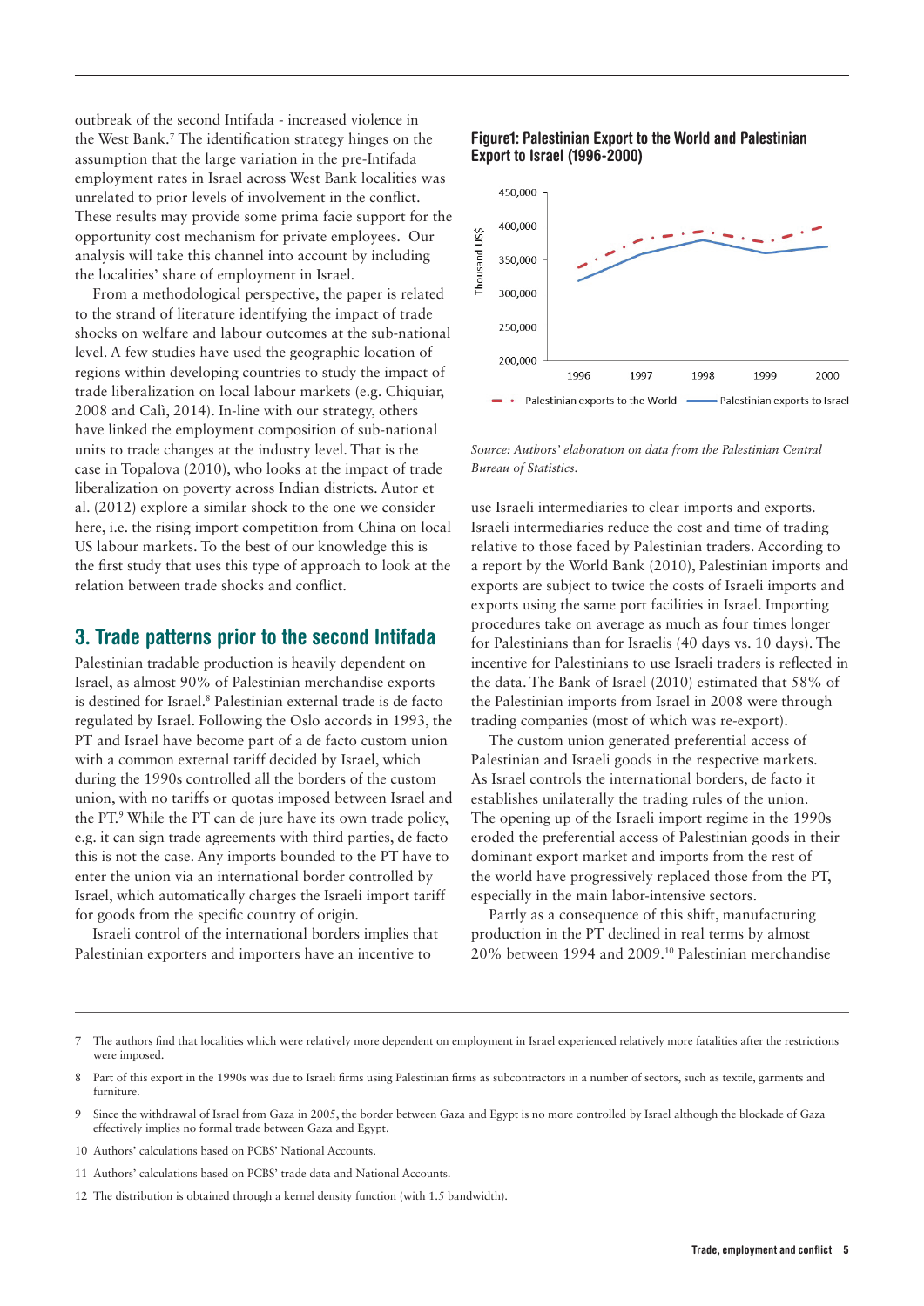outbreak of the second Intifada - increased violence in the West Bank.[7] The identification strategy hinges on the assumption that the large variation in the pre-Intifada employment rates in Israel across West Bank localities was unrelated to prior levels of involvement in the conflict. These results may provide some prima facie support for the opportunity cost mechanism for private employees. Our analysis will take this channel into account by including the localities' share of employment in Israel.

From a methodological perspective, the paper is related to the strand of literature identifying the impact of trade shocks on welfare and labour outcomes at the sub-national level. A few studies have used the geographic location of regions within developing countries to study the impact of trade liberalization on local labour markets (e.g. Chiquiar, 2008 and Calì, 2014). In-line with our strategy, others have linked the employment composition of sub-national units to trade changes at the industry level. That is the case in Topalova (2010), who looks at the impact of trade liberalization on poverty across Indian districts. Autor et al. (2012) explore a similar shock to the one we consider here, i.e. the rising import competition from China on local US labour markets. To the best of our knowledge this is the first study that uses this type of approach to look at the relation between trade shocks and conflict.

## 3. Trade patterns prior to the second Intifada

Palestinian tradable production is heavily dependent on Israel, as almost 90% of Palestinian merchandise exports is destined for Israel.[8] Palestinian external trade is de facto regulated by Israel. Following the Oslo accords in 1993, the PT and Israel have become part of a de facto custom union with a common external tariff decided by Israel, which during the 1990s controlled all the borders of the custom union, with no tariffs or quotas imposed between Israel and the PT.[9] While the PT can de jure have its own trade policy, e.g. it can sign trade agreements with third parties, de facto this is not the case. Any imports bounded to the PT have to enter the union via an international border controlled by Israel, which automatically charges the Israeli import tariff for goods from the specific country of origin.

Israeli control of the international borders implies that Palestinian exporters and importers have an incentive to use Israeli intermediaries to clear imports and exports. Israeli intermediaries reduce the cost and time of trading relative to those faced by Palestinian traders. According to a report by the World Bank (2010), Palestinian imports and exports are subject to twice the costs of Israeli imports and exports using the same port facilities in Israel. Importing procedures take on average as much as four times longer for Palestinians than for Israelis (40 days vs. 10 days). The incentive for Palestinians to use Israeli traders is reflected in the data. The Bank of Israel (2010) estimated that 58% of the Palestinian imports from Israel in 2008 were through trading companies (most of which was re-export).

The custom union generated preferential access of Palestinian and Israeli goods in the respective markets. As Israel controls the international borders, de facto it establishes unilaterally the trading rules of the union. The opening up of the Israeli import regime in the 1990s eroded the preferential access of Palestinian goods in their dominant export market and imports from the rest of the world have progressively replaced those from the PT, especially in the main labor-intensive sectors.

Partly as a consequence of this shift, manufacturing production in the PT declined in real terms by almost 20% between 1994 and 2009.[10] Palestinian merchandise

**Figure1: Palestinian Export to the World and Palestinian Export to Israel (1996-2000)**

*Source: Authors' elaboration on data from the Palestinian Central Bureau of Statistics.*

---

7 The authors find that localities which were relatively more dependent on employment in Israel experienced relatively more fatalities after the restrictions were imposed.

8 Part of this export in the 1990s was due to Israeli firms using Palestinian firms as subcontractors in a number of sectors, such as textile, garments and furniture.

9 Since the withdrawal of Israel from Gaza in 2005, the border between Gaza and Egypt is no more controlled by Israel although the blockade of Gaza effectively implies no formal trade between Gaza and Egypt.

10 Authors' calculations based on PCBS' National Accounts.

11 Authors' calculations based on PCBS' trade data and National Accounts.

12 The distribution is obtained through a kernel density function (with 1.5 bandwidth).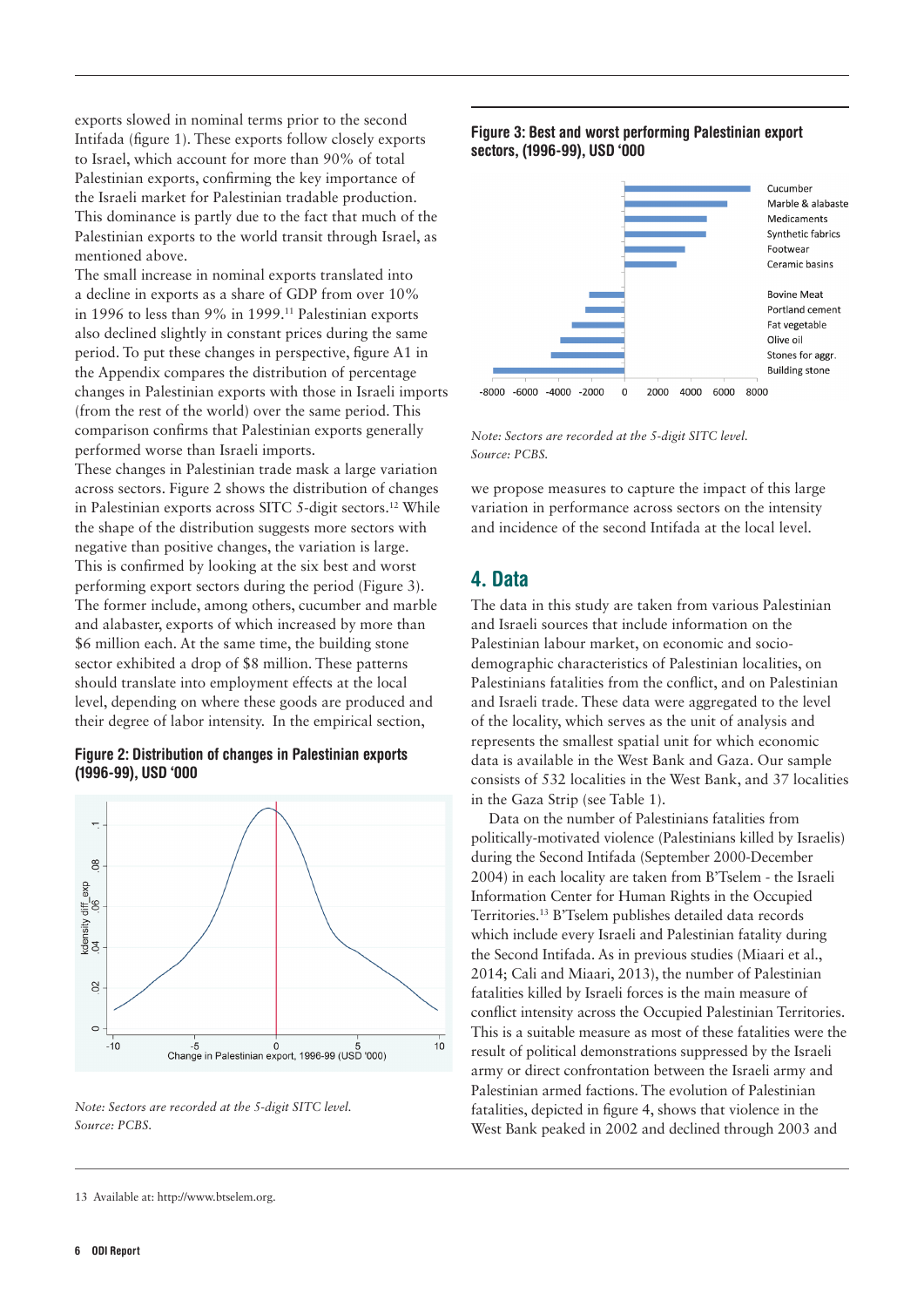exports slowed in nominal terms prior to the second Intifada (figure 1). These exports follow closely exports to Israel, which account for more than 90% of total Palestinian exports, confirming the key importance of the Israeli market for Palestinian tradable production. This dominance is partly due to the fact that much of the Palestinian exports to the world transit through Israel, as mentioned above.

The small increase in nominal exports translated into a decline in exports as a share of GDP from over 10% in 1996 to less than 9% in 1999.[11] Palestinian exports also declined slightly in constant prices during the same period. To put these changes in perspective, figure A1 in the Appendix compares the distribution of percentage changes in Palestinian exports with those in Israeli imports (from the rest of the world) over the same period. This comparison confirms that Palestinian exports generally performed worse than Israeli imports.

These changes in Palestinian trade mask a large variation across sectors. Figure 2 shows the distribution of changes in Palestinian exports across SITC 5-digit sectors.[12] While the shape of the distribution suggests more sectors with negative than positive changes, the variation is large. This is confirmed by looking at the six best and worst performing export sectors during the period (Figure 3). The former include, among others, cucumber and marble and alabaster, exports of which increased by more than $6 million each. At the same time, the building stone sector exhibited a drop of $8 million. These patterns should translate into employment effects at the local level, depending on where these goods are produced and their degree of labor intensity. In the empirical section, we propose measures to capture the impact of this large variation in performance across sectors on the intensity and incidence of the second Intifada at the local level.

**Figure 2: Distribution of changes in Palestinian exports (1996-99), USD '000**

*Note: Sectors are recorded at the 5-digit SITC level.*
*Source: PCBS.*

**Figure 3: Best and worst performing Palestinian export sectors, (1996-99), USD '000**

*Note: Sectors are recorded at the 5-digit SITC level.*
*Source: PCBS.*

## 4. Data

The data in this study are taken from various Palestinian and Israeli sources that include information on the Palestinian labour market, on economic and socio-demographic characteristics of Palestinian localities, on Palestinians fatalities from the conflict, and on Palestinian and Israeli trade. These data were aggregated to the level of the locality, which serves as the unit of analysis and represents the smallest spatial unit for which economic data is available in the West Bank and Gaza. Our sample consists of 532 localities in the West Bank, and 37 localities in the Gaza Strip (see Table 1).

Data on the number of Palestinians fatalities from politically-motivated violence (Palestinians killed by Israelis) during the Second Intifada (September 2000-December 2004) in each locality are taken from B'Tselem - the Israeli Information Center for Human Rights in the Occupied Territories.[13] B'Tselem publishes detailed data records which include every Israeli and Palestinian fatality during the Second Intifada. As in previous studies (Miaari et al., 2014; Cali and Miaari, 2013), the number of Palestinian fatalities killed by Israeli forces is the main measure of conflict intensity across the Occupied Palestinian Territories. This is a suitable measure as most of these fatalities were the result of political demonstrations suppressed by the Israeli army or direct confrontation between the Israeli army and Palestinian armed factions. The evolution of Palestinian fatalities, depicted in figure 4, shows that violence in the West Bank peaked in 2002 and declined through 2003 and

13 Available at: http://www.btselem.org.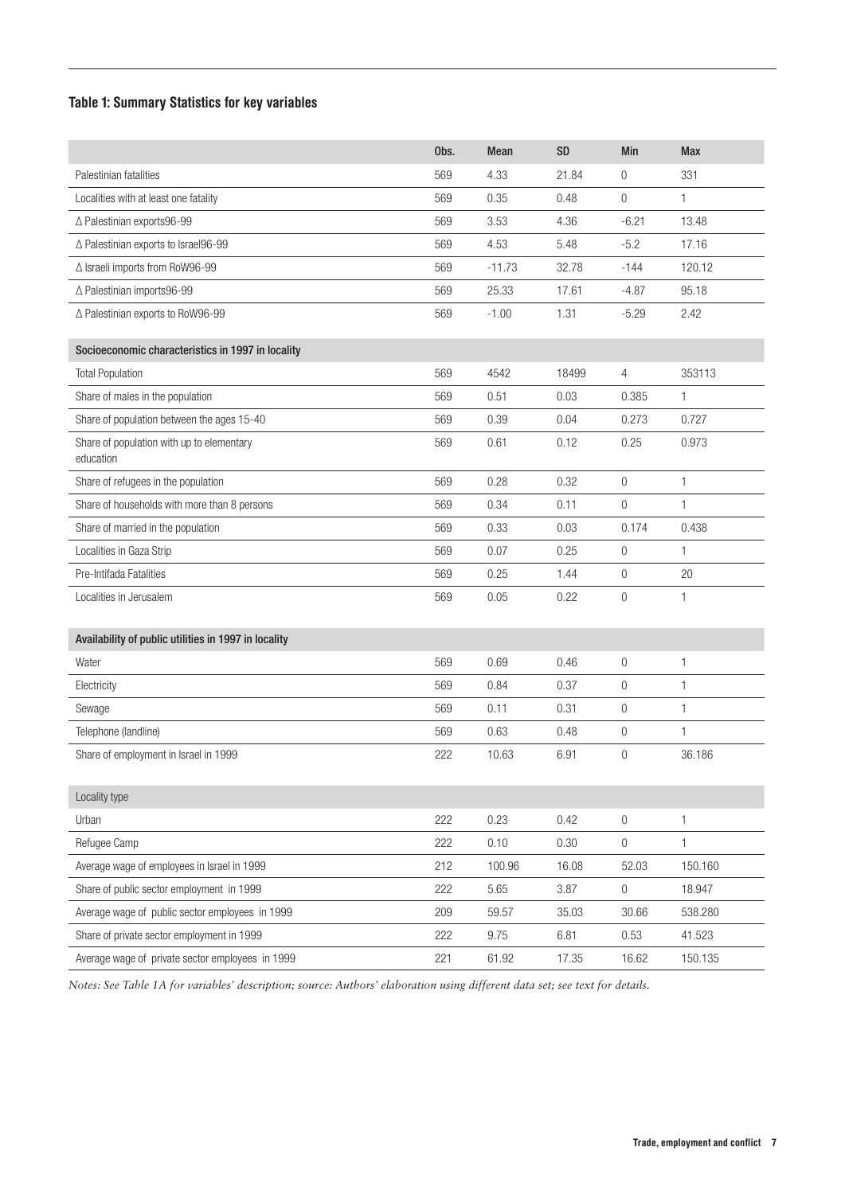### Table 1: Summary Statistics for key variables

| | Obs. | Mean | SD | Min | Max |
|---|---|---|---|---|---|
| Palestinian fatalities | 569 | 4.33 | 21.84 | 0 | 331 |
| Localities with at least one fatality | 569 | 0.35 | 0.48 | 0 | 1 |
| Δ Palestinian exports96-99 | 569 | 3.53 | 4.36 | -6.21 | 13.48 |
| Δ Palestinian exports to Israel96-99 | 569 | 4.53 | 5.48 | -5.2 | 17.16 |
| Δ Israeli imports from RoW96-99 | 569 | -11.73 | 32.78 | -144 | 120.12 |
| Δ Palestinian imports96-99 | 569 | 25.33 | 17.61 | -4.87 | 95.18 |
| Δ Palestinian exports to RoW96-99 | 569 | -1.00 | 1.31 | -5.29 | 2.42 |
| **Socioeconomic characteristics in 1997 in locality** | | | | | |
| Total Population | 569 | 4542 | 18499 | 4 | 353113 |
| Share of males in the population | 569 | 0.51 | 0.03 | 0.385 | 1 |
| Share of population between the ages 15-40 | 569 | 0.39 | 0.04 | 0.273 | 0.727 |
| Share of population with up to elementary education | 569 | 0.61 | 0.12 | 0.25 | 0.973 |
| Share of refugees in the population | 569 | 0.28 | 0.32 | 0 | 1 |
| Share of households with more than 8 persons | 569 | 0.34 | 0.11 | 0 | 1 |
| Share of married in the population | 569 | 0.33 | 0.03 | 0.174 | 0.438 |
| Localities in Gaza Strip | 569 | 0.07 | 0.25 | 0 | 1 |
| Pre-Intifada Fatalities | 569 | 0.25 | 1.44 | 0 | 20 |
| Localities in Jerusalem | 569 | 0.05 | 0.22 | 0 | 1 |
| **Availability of public utilities in 1997 in locality** | | | | | |
| Water | 569 | 0.69 | 0.46 | 0 | 1 |
| Electricity | 569 | 0.84 | 0.37 | 0 | 1 |
| Sewage | 569 | 0.11 | 0.31 | 0 | 1 |
| Telephone (landline) | 569 | 0.63 | 0.48 | 0 | 1 |
| Share of employment in Israel in 1999 | 222 | 10.63 | 6.91 | 0 | 36.186 |
| Locality type | | | | | |
| Urban | 222 | 0.23 | 0.42 | 0 | 1 |
| Refugee Camp | 222 | 0.10 | 0.30 | 0 | 1 |
| Average wage of employees in Israel in 1999 | 212 | 100.96 | 16.08 | 52.03 | 150.160 |
| Share of public sector employment in 1999 | 222 | 5.65 | 3.87 | 0 | 18.947 |
| Average wage of public sector employees in 1999 | 209 | 59.57 | 35.03 | 30.66 | 538.280 |
| Share of private sector employment in 1999 | 222 | 9.75 | 6.81 | 0.53 | 41.523 |
| Average wage of private sector employees in 1999 | 221 | 61.92 | 17.35 | 16.62 | 150.135 |

*Notes: See Table 1A for variables' description; source: Authors' elaboration using different data set; see text for details.*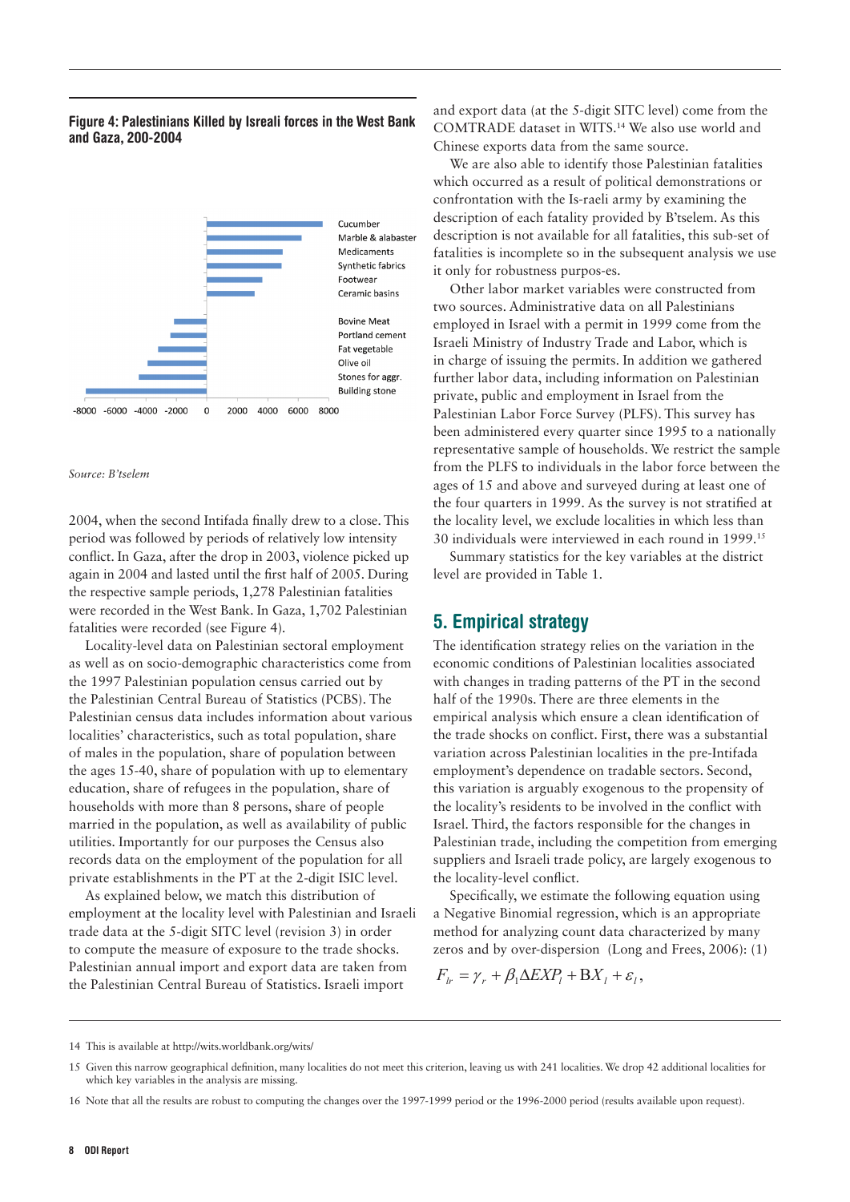**Figure 4: Palestinians Killed by Isreali forces in the West Bank and Gaza, 200-2004**

Source: B'tselem

2004, when the second Intifada finally drew to a close. This period was followed by periods of relatively low intensity conflict. In Gaza, after the drop in 2003, violence picked up again in 2004 and lasted until the first half of 2005. During the respective sample periods, 1,278 Palestinian fatalities were recorded in the West Bank. In Gaza, 1,702 Palestinian fatalities were recorded (see Figure 4).

Locality-level data on Palestinian sectoral employment as well as on socio-demographic characteristics come from the 1997 Palestinian population census carried out by the Palestinian Central Bureau of Statistics (PCBS). The Palestinian census data includes information about various localities' characteristics, such as total population, share of males in the population, share of population between the ages 15-40, share of population with up to elementary education, share of refugees in the population, share of households with more than 8 persons, share of people married in the population, as well as availability of public utilities. Importantly for our purposes the Census also records data on the employment of the population for all private establishments in the PT at the 2-digit ISIC level.

As explained below, we match this distribution of employment at the locality level with Palestinian and Israeli trade data at the 5-digit SITC level (revision 3) in order to compute the measure of exposure to the trade shocks. Palestinian annual import and export data are taken from the Palestinian Central Bureau of Statistics. Israeli import and export data (at the 5-digit SITC level) come from the COMTRADE dataset in WITS.[14] We also use world and Chinese exports data from the same source.

We are also able to identify those Palestinian fatalities which occurred as a result of political demonstrations or confrontation with the Is-raeli army by examining the description of each fatality provided by B'tselem. As this description is not available for all fatalities, this sub-set of fatalities is incomplete so in the subsequent analysis we use it only for robustness purpos-es.

Other labor market variables were constructed from two sources. Administrative data on all Palestinians employed in Israel with a permit in 1999 come from the Israeli Ministry of Industry Trade and Labor, which is in charge of issuing the permits. In addition we gathered further labor data, including information on Palestinian private, public and employment in Israel from the Palestinian Labor Force Survey (PLFS). This survey has been administered every quarter since 1995 to a nationally representative sample of households. We restrict the sample from the PLFS to individuals in the labor force between the ages of 15 and above and surveyed during at least one of the four quarters in 1999. As the survey is not stratified at the locality level, we exclude localities in which less than 30 individuals were interviewed in each round in 1999.[15]

Summary statistics for the key variables at the district level are provided in Table 1.

## 5. Empirical strategy

The identification strategy relies on the variation in the economic conditions of Palestinian localities associated with changes in trading patterns of the PT in the second half of the 1990s. There are three elements in the empirical analysis which ensure a clean identification of the trade shocks on conflict. First, there was a substantial variation across Palestinian localities in the pre-Intifada employment's dependence on tradable sectors. Second, this variation is arguably exogenous to the propensity of the locality's residents to be involved in the conflict with Israel. Third, the factors responsible for the changes in Palestinian trade, including the competition from emerging suppliers and Israeli trade policy, are largely exogenous to the locality-level conflict.

Specifically, we estimate the following equation using a Negative Binomial regression, which is an appropriate method for analyzing count data characterized by many zeros and by over-dispersion (Long and Frees, 2006): (1)

$$F_{lr} = \gamma_r + \beta_1 \Delta EXP_l + BX_l + \varepsilon_l,$$

---

14 This is available at http://wits.worldbank.org/wits/

15 Given this narrow geographical definition, many localities do not meet this criterion, leaving us with 241 localities. We drop 42 additional localities for which key variables in the analysis are missing.

16 Note that all the results are robust to computing the changes over the 1997-1999 period or the 1996-2000 period (results available upon request).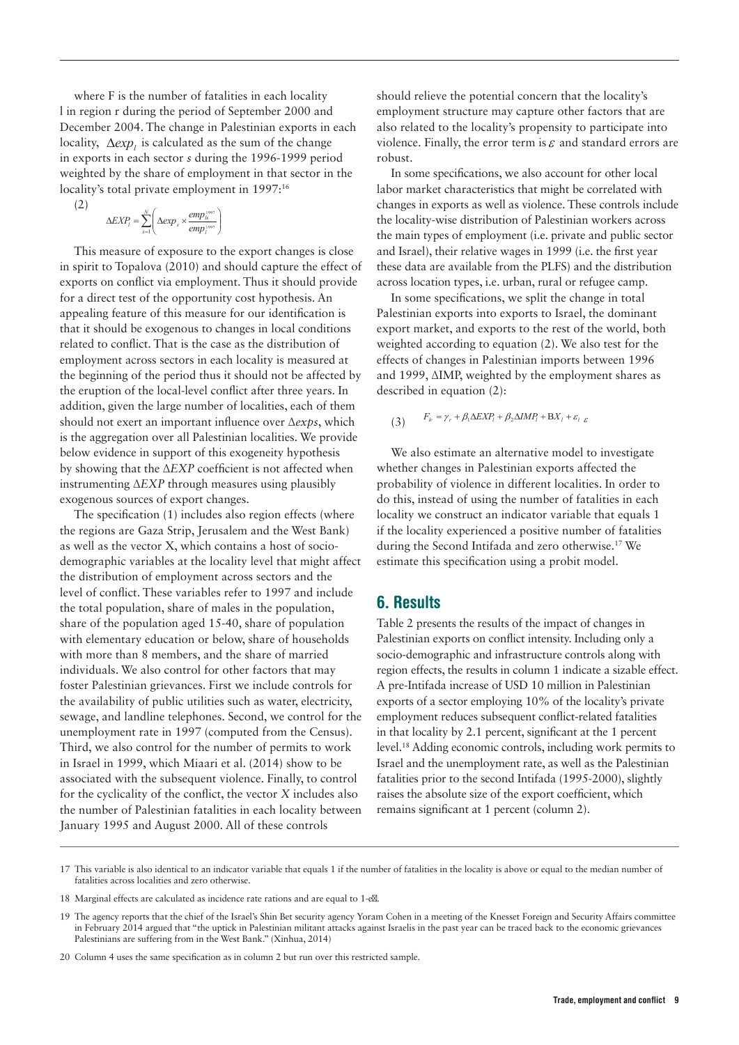where F is the number of fatalities in each locality l in region r during the period of September 2000 and December 2004. The change in Palestinian exports in each locality, $\Delta exp_l$ is calculated as the sum of the change in exports in each sector *s* during the 1996-1999 period weighted by the share of employment in that sector in the locality's total private employment in 1997:[16]

(2)

$$\Delta EXP_l = \sum_{s=1}^{N}\left(\Delta exp_s \times \frac{emp_{ls}^{1997}}{emp_l^{1997}}\right)$$

This measure of exposure to the export changes is close in spirit to Topalova (2010) and should capture the effect of exports on conflict via employment. Thus it should provide for a direct test of the opportunity cost hypothesis. An appealing feature of this measure for our identification is that it should be exogenous to changes in local conditions related to conflict. That is the case as the distribution of employment across sectors in each locality is measured at the beginning of the period thus it should not be affected by the eruption of the local-level conflict after three years. In addition, given the large number of localities, each of them should not exert an important influence over $\Delta exps$, which is the aggregation over all Palestinian localities. We provide below evidence in support of this exogeneity hypothesis by showing that the $\Delta EXP$ coefficient is not affected when instrumenting $\Delta EXP$ through measures using plausibly exogenous sources of export changes.

The specification (1) includes also region effects (where the regions are Gaza Strip, Jerusalem and the West Bank) as well as the vector X, which contains a host of socio-demographic variables at the locality level that might affect the distribution of employment across sectors and the level of conflict. These variables refer to 1997 and include the total population, share of males in the population, share of the population aged 15-40, share of population with elementary education or below, share of households with more than 8 members, and the share of married individuals. We also control for other factors that may foster Palestinian grievances. First we include controls for the availability of public utilities such as water, electricity, sewage, and landline telephones. Second, we control for the unemployment rate in 1997 (computed from the Census). Third, we also control for the number of permits to work in Israel in 1999, which Miaari et al. (2014) show to be associated with the subsequent violence. Finally, to control for the cyclicality of the conflict, the vector *X* includes also the number of Palestinian fatalities in each locality between January 1995 and August 2000. All of these controls should relieve the potential concern that the locality's employment structure may capture other factors that are also related to the locality's propensity to participate into violence. Finally, the error term is $\varepsilon$ and standard errors are robust.

In some specifications, we also account for other local labor market characteristics that might be correlated with changes in exports as well as violence. These controls include the locality-wise distribution of Palestinian workers across the main types of employment (i.e. private and public sector and Israel), their relative wages in 1999 (i.e. the first year these data are available from the PLFS) and the distribution across location types, i.e. urban, rural or refugee camp.

In some specifications, we split the change in total Palestinian exports into exports to Israel, the dominant export market, and exports to the rest of the world, both weighted according to equation (2). We also test for the effects of changes in Palestinian imports between 1996 and 1999, ΔIMP, weighted by the employment shares as described in equation (2):

(3)

$$F_{lr} = \gamma_r + \beta_1 \Delta EXP_l + \beta_2 \Delta IMP_l + \mathrm{B}X_l + \varepsilon_l$$

We also estimate an alternative model to investigate whether changes in Palestinian exports affected the probability of violence in different localities. In order to do this, instead of using the number of fatalities in each locality we construct an indicator variable that equals 1 if the locality experienced a positive number of fatalities during the Second Intifada and zero otherwise.[17] We estimate this specification using a probit model.

## 6. Results

Table 2 presents the results of the impact of changes in Palestinian exports on conflict intensity. Including only a socio-demographic and infrastructure controls along with region effects, the results in column 1 indicate a sizable effect. A pre-Intifada increase of USD 10 million in Palestinian exports of a sector employing 10% of the locality's private employment reduces subsequent conflict-related fatalities in that locality by 2.1 percent, significant at the 1 percent level.[18] Adding economic controls, including work permits to Israel and the unemployment rate, as well as the Palestinian fatalities prior to the second Intifada (1995-2000), slightly raises the absolute size of the export coefficient, which remains significant at 1 percent (column 2).

---

17 This variable is also identical to an indicator variable that equals 1 if the number of fatalities in the locality is above or equal to the median number of fatalities across localities and zero otherwise.

18 Marginal effects are calculated as incidence rate rations and are equal to 1-e$^{\beta}$.

19 The agency reports that the chief of the Israel's Shin Bet security agency Yoram Cohen in a meeting of the Knesset Foreign and Security Affairs committee in February 2014 argued that "the uptick in Palestinian militant attacks against Israelis in the past year can be traced back to the economic grievances Palestinians are suffering from in the West Bank." (Xinhua, 2014)

20 Column 4 uses the same specification as in column 2 but run over this restricted sample.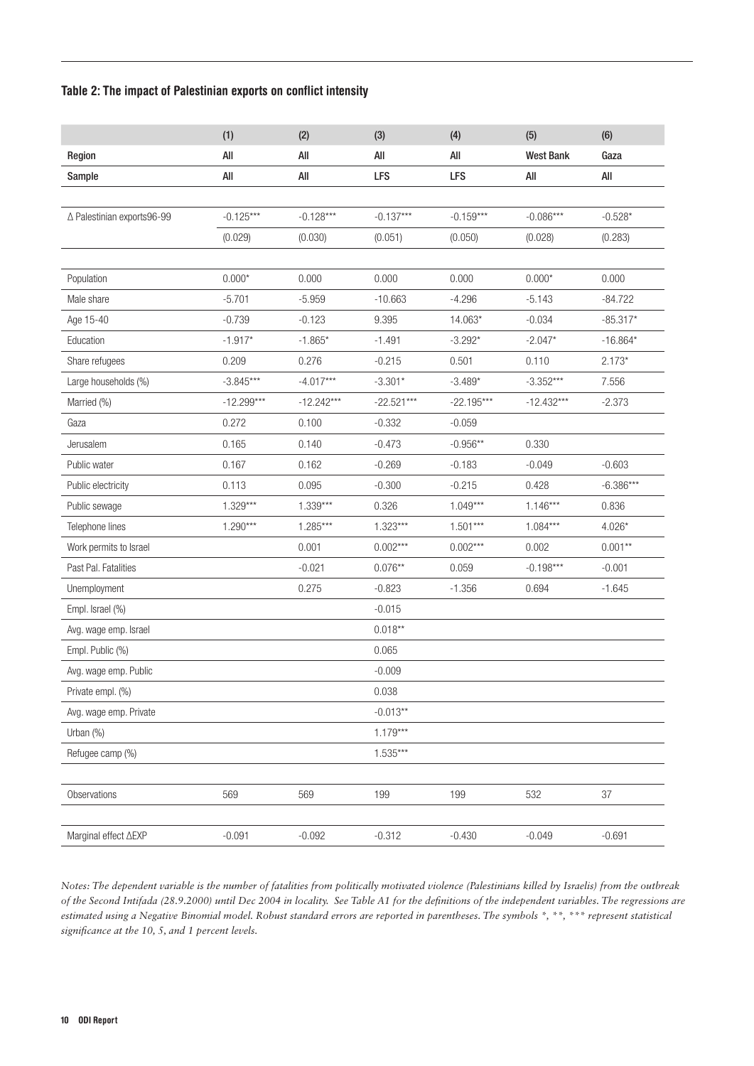**Table 2: The impact of Palestinian exports on conflict intensity**

| | (1) | (2) | (3) | (4) | (5) | (6) |
|---|---|---|---|---|---|---|
| Region | All | All | All | All | West Bank | Gaza |
| Sample | All | All | LFS | LFS | All | All |
| | | | | | | |
| Δ Palestinian exports96-99 | -0.125*** | -0.128*** | -0.137*** | -0.159*** | -0.086*** | -0.528* |
| | (0.029) | (0.030) | (0.051) | (0.050) | (0.028) | (0.283) |
| | | | | | | |
| Population | 0.000* | 0.000 | 0.000 | 0.000 | 0.000* | 0.000 |
| Male share | -5.701 | -5.959 | -10.663 | -4.296 | -5.143 | -84.722 |
| Age 15-40 | -0.739 | -0.123 | 9.395 | 14.063* | -0.034 | -85.317* |
| Education | -1.917* | -1.865* | -1.491 | -3.292* | -2.047* | -16.864* |
| Share refugees | 0.209 | 0.276 | -0.215 | 0.501 | 0.110 | 2.173* |
| Large households (%) | -3.845*** | -4.017*** | -3.301* | -3.489* | -3.352*** | 7.556 |
| Married (%) | -12.299*** | -12.242*** | -22.521*** | -22.195*** | -12.432*** | -2.373 |
| Gaza | 0.272 | 0.100 | -0.332 | -0.059 | | |
| Jerusalem | 0.165 | 0.140 | -0.473 | -0.956** | 0.330 | |
| Public water | 0.167 | 0.162 | -0.269 | -0.183 | -0.049 | -0.603 |
| Public electricity | 0.113 | 0.095 | -0.300 | -0.215 | 0.428 | -6.386*** |
| Public sewage | 1.329*** | 1.339*** | 0.326 | 1.049*** | 1.146*** | 0.836 |
| Telephone lines | 1.290*** | 1.285*** | 1.323*** | 1.501*** | 1.084*** | 4.026* |
| Work permits to Israel | | 0.001 | 0.002*** | 0.002*** | 0.002 | 0.001** |
| Past Pal. Fatalities | | -0.021 | 0.076** | 0.059 | -0.198*** | -0.001 |
| Unemployment | | 0.275 | -0.823 | -1.356 | 0.694 | -1.645 |
| Empl. Israel (%) | | | -0.015 | | | |
| Avg. wage emp. Israel | | | 0.018** | | | |
| Empl. Public (%) | | | 0.065 | | | |
| Avg. wage emp. Public | | | -0.009 | | | |
| Private empl. (%) | | | 0.038 | | | |
| Avg. wage emp. Private | | | -0.013** | | | |
| Urban (%) | | | 1.179*** | | | |
| Refugee camp (%) | | | 1.535*** | | | |
| | | | | | | |
| Observations | 569 | 569 | 199 | 199 | 532 | 37 |
| | | | | | | |
| Marginal effect ΔEXP | -0.091 | -0.092 | -0.312 | -0.430 | -0.049 | -0.691 |

*Notes: The dependent variable is the number of fatalities from politically motivated violence (Palestinians killed by Israelis) from the outbreak of the Second Intifada (28.9.2000) until Dec 2004 in locality. See Table A1 for the definitions of the independent variables. The regressions are estimated using a Negative Binomial model. Robust standard errors are reported in parentheses. The symbols *, **, *** represent statistical significance at the 10, 5, and 1 percent levels.*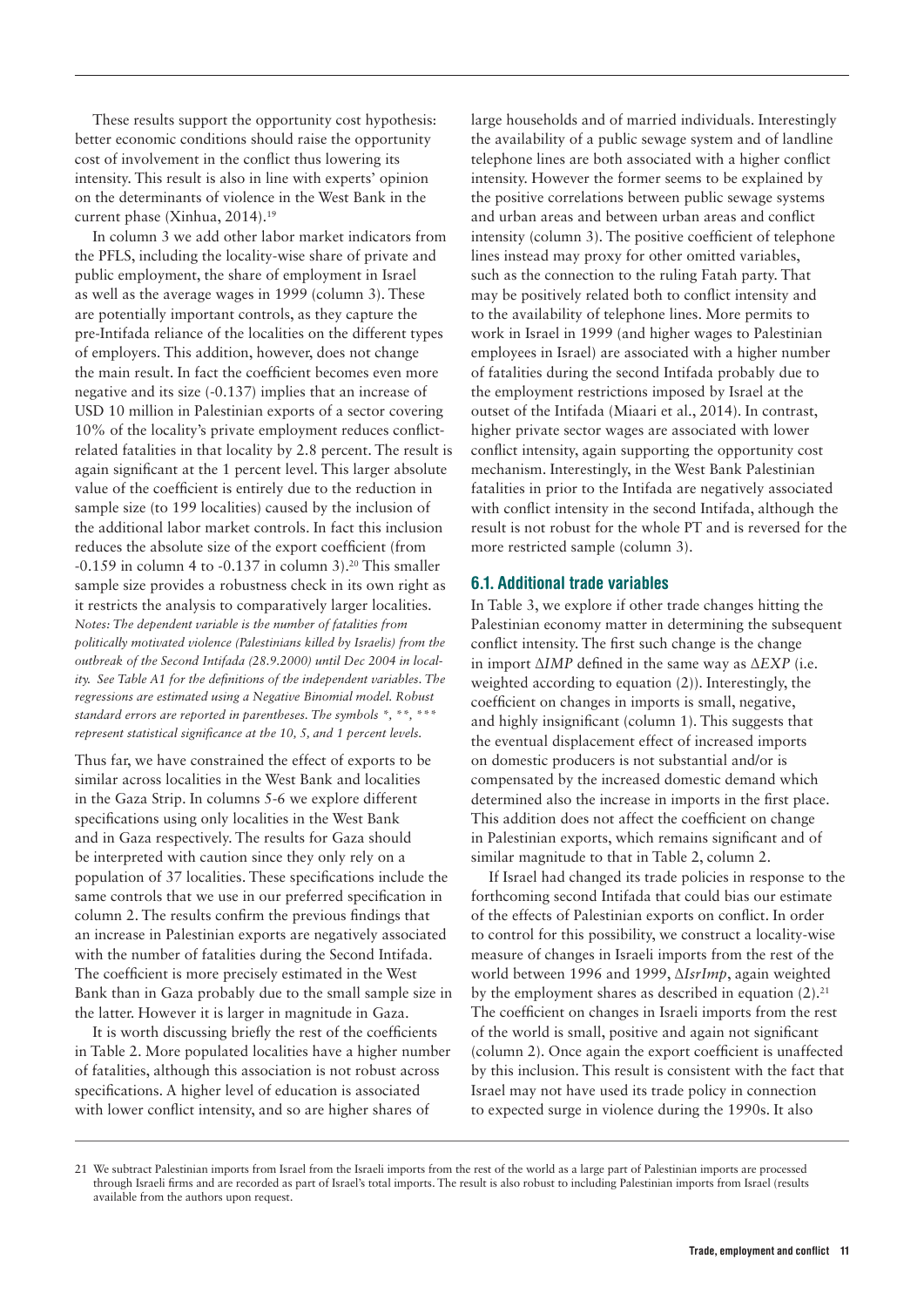These results support the opportunity cost hypothesis: better economic conditions should raise the opportunity cost of involvement in the conflict thus lowering its intensity. This result is also in line with experts' opinion on the determinants of violence in the West Bank in the current phase (Xinhua, 2014).[19]

In column 3 we add other labor market indicators from the PFLS, including the locality-wise share of private and public employment, the share of employment in Israel as well as the average wages in 1999 (column 3). These are potentially important controls, as they capture the pre-Intifada reliance of the localities on the different types of employers. This addition, however, does not change the main result. In fact the coefficient becomes even more negative and its size (-0.137) implies that an increase of USD 10 million in Palestinian exports of a sector covering 10% of the locality's private employment reduces conflict-related fatalities in that locality by 2.8 percent. The result is again significant at the 1 percent level. This larger absolute value of the coefficient is entirely due to the reduction in sample size (to 199 localities) caused by the inclusion of the additional labor market controls. In fact this inclusion reduces the absolute size of the export coefficient (from -0.159 in column 4 to -0.137 in column 3).[20] This smaller sample size provides a robustness check in its own right as it restricts the analysis to comparatively larger localities.

*Notes: The dependent variable is the number of fatalities from politically motivated violence (Palestinians killed by Israelis) from the outbreak of the Second Intifada (28.9.2000) until Dec 2004 in locality. See Table A1 for the definitions of the independent variables. The regressions are estimated using a Negative Binomial model. Robust standard errors are reported in parentheses. The symbols *, **, *** represent statistical significance at the 10, 5, and 1 percent levels.*

Thus far, we have constrained the effect of exports to be similar across localities in the West Bank and localities in the Gaza Strip. In columns 5-6 we explore different specifications using only localities in the West Bank and in Gaza respectively. The results for Gaza should be interpreted with caution since they only rely on a population of 37 localities. These specifications include the same controls that we use in our preferred specification in column 2. The results confirm the previous findings that an increase in Palestinian exports are negatively associated with the number of fatalities during the Second Intifada. The coefficient is more precisely estimated in the West Bank than in Gaza probably due to the small sample size in the latter. However it is larger in magnitude in Gaza.

It is worth discussing briefly the rest of the coefficients in Table 2. More populated localities have a higher number of fatalities, although this association is not robust across specifications. A higher level of education is associated with lower conflict intensity, and so are higher shares of large households and of married individuals. Interestingly the availability of a public sewage system and of landline telephone lines are both associated with a higher conflict intensity. However the former seems to be explained by the positive correlations between public sewage systems and urban areas and between urban areas and conflict intensity (column 3). The positive coefficient of telephone lines instead may proxy for other omitted variables, such as the connection to the ruling Fatah party. That may be positively related both to conflict intensity and to the availability of telephone lines. More permits to work in Israel in 1999 (and higher wages to Palestinian employees in Israel) are associated with a higher number of fatalities during the second Intifada probably due to the employment restrictions imposed by Israel at the outset of the Intifada (Miaari et al., 2014). In contrast, higher private sector wages are associated with lower conflict intensity, again supporting the opportunity cost mechanism. Interestingly, in the West Bank Palestinian fatalities in prior to the Intifada are negatively associated with conflict intensity in the second Intifada, although the result is not robust for the whole PT and is reversed for the more restricted sample (column 3).

### 6.1. Additional trade variables

In Table 3, we explore if other trade changes hitting the Palestinian economy matter in determining the subsequent conflict intensity. The first such change is the change in import $\Delta IMP$ defined in the same way as $\Delta EXP$ (i.e. weighted according to equation (2)). Interestingly, the coefficient on changes in imports is small, negative, and highly insignificant (column 1). This suggests that the eventual displacement effect of increased imports on domestic producers is not substantial and/or is compensated by the increased domestic demand which determined also the increase in imports in the first place. This addition does not affect the coefficient on change in Palestinian exports, which remains significant and of similar magnitude to that in Table 2, column 2.

If Israel had changed its trade policies in response to the forthcoming second Intifada that could bias our estimate of the effects of Palestinian exports on conflict. In order to control for this possibility, we construct a locality-wise measure of changes in Israeli imports from the rest of the world between 1996 and 1999, $\Delta IsrImp$, again weighted by the employment shares as described in equation (2).[21] The coefficient on changes in Israeli imports from the rest of the world is small, positive and again not significant (column 2). Once again the export coefficient is unaffected by this inclusion. This result is consistent with the fact that Israel may not have used its trade policy in connection to expected surge in violence during the 1990s. It also

[21] We subtract Palestinian imports from Israel from the Israeli imports from the rest of the world as a large part of Palestinian imports are processed through Israeli firms and are recorded as part of Israel's total imports. The result is also robust to including Palestinian imports from Israel (results available from the authors upon request.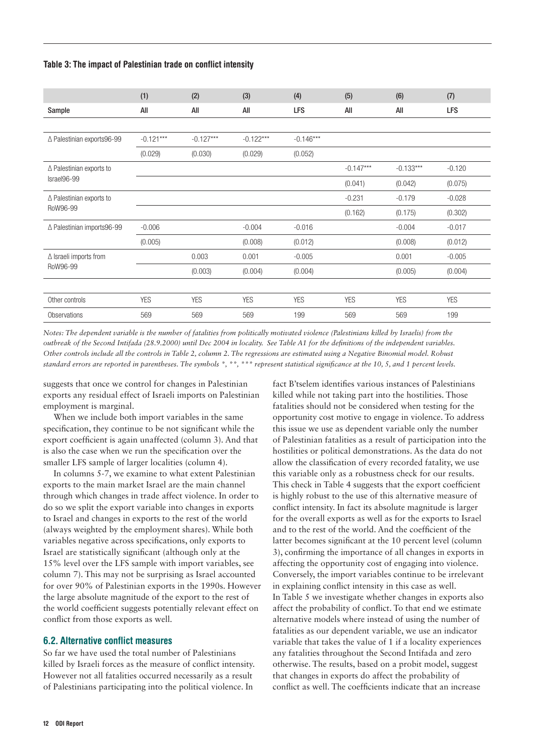**Table 3: The impact of Palestinian trade on conflict intensity**

| | (1) | (2) | (3) | (4) | (5) | (6) | (7) |
|---|---|---|---|---|---|---|---|
| Sample | All | All | All | LFS | All | All | LFS |
| Δ Palestinian exports96-99 | -0.121*** | -0.127*** | -0.122*** | -0.146*** | | | |
| | (0.029) | (0.030) | (0.029) | (0.052) | | | |
| Δ Palestinian exports to Israel96-99 | | | | | -0.147*** | -0.133*** | -0.120 |
| | | | | | (0.041) | (0.042) | (0.075) |
| Δ Palestinian exports to RoW96-99 | | | | | -0.231 | -0.179 | -0.028 |
| | | | | | (0.162) | (0.175) | (0.302) |
| Δ Palestinian imports96-99 | -0.006 | | -0.004 | -0.016 | | -0.004 | -0.017 |
| | (0.005) | | (0.008) | (0.012) | | (0.008) | (0.012) |
| Δ Israeli imports from RoW96-99 | | 0.003 | 0.001 | -0.005 | | 0.001 | -0.005 |
| | | (0.003) | (0.004) | (0.004) | | (0.005) | (0.004) |
| Other controls | YES | YES | YES | YES | YES | YES | YES |
| Observations | 569 | 569 | 569 | 199 | 569 | 569 | 199 |

*Notes: The dependent variable is the number of fatalities from politically motivated violence (Palestinians killed by Israelis) from the outbreak of the Second Intifada (28.9.2000) until Dec 2004 in locality. See Table A1 for the definitions of the independent variables. Other controls include all the controls in Table 2, column 2. The regressions are estimated using a Negative Binomial model. Robust standard errors are reported in parentheses. The symbols *, **, *** represent statistical significance at the 10, 5, and 1 percent levels.*

suggests that once we control for changes in Palestinian exports any residual effect of Israeli imports on Palestinian employment is marginal.

When we include both import variables in the same specification, they continue to be not significant while the export coefficient is again unaffected (column 3). And that is also the case when we run the specification over the smaller LFS sample of larger localities (column 4).

In columns 5-7, we examine to what extent Palestinian exports to the main market Israel are the main channel through which changes in trade affect violence. In order to do so we split the export variable into changes in exports to Israel and changes in exports to the rest of the world (always weighted by the employment shares). While both variables negative across specifications, only exports to Israel are statistically significant (although only at the 15% level over the LFS sample with import variables, see column 7). This may not be surprising as Israel accounted for over 90% of Palestinian exports in the 1990s. However the large absolute magnitude of the export to the rest of the world coefficient suggests potentially relevant effect on conflict from those exports as well.

## 6.2. Alternative conflict measures

So far we have used the total number of Palestinians killed by Israeli forces as the measure of conflict intensity. However not all fatalities occurred necessarily as a result of Palestinians participating into the political violence. In fact B'tselem identifies various instances of Palestinians killed while not taking part into the hostilities. Those fatalities should not be considered when testing for the opportunity cost motive to engage in violence. To address this issue we use as dependent variable only the number of Palestinian fatalities as a result of participation into the hostilities or political demonstrations. As the data do not allow the classification of every recorded fatality, we use this variable only as a robustness check for our results. This check in Table 4 suggests that the export coefficient is highly robust to the use of this alternative measure of conflict intensity. In fact its absolute magnitude is larger for the overall exports as well as for the exports to Israel and to the rest of the world. And the coefficient of the latter becomes significant at the 10 percent level (column 3), confirming the importance of all changes in exports in affecting the opportunity cost of engaging into violence. Conversely, the import variables continue to be irrelevant in explaining conflict intensity in this case as well.

In Table 5 we investigate whether changes in exports also affect the probability of conflict. To that end we estimate alternative models where instead of using the number of fatalities as our dependent variable, we use an indicator variable that takes the value of 1 if a locality experiences any fatalities throughout the Second Intifada and zero otherwise. The results, based on a probit model, suggest that changes in exports do affect the probability of conflict as well. The coefficients indicate that an increase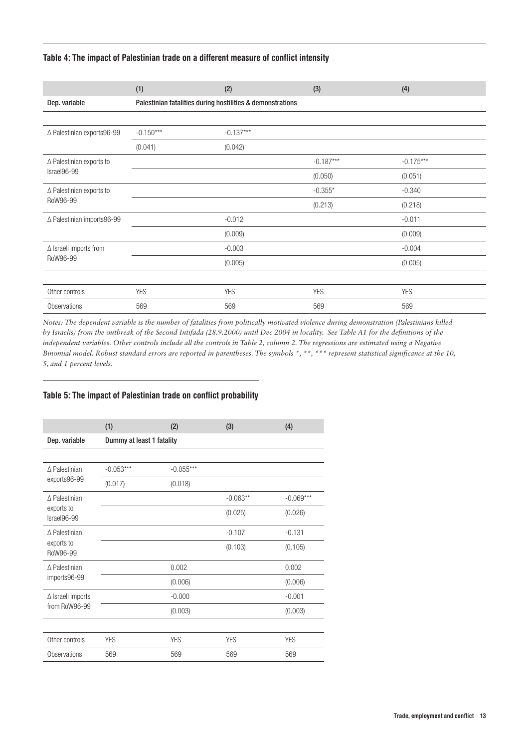**Table 4: The impact of Palestinian trade on a different measure of conflict intensity**

| | (1) | (2) | (3) | (4) |
|---|---|---|---|---|
| Dep. variable | Palestinian fatalities during hostilities & demonstrations | | | |
| Δ Palestinian exports96-99 | -0.150*** | -0.137*** | | |
| | (0.041) | (0.042) | | |
| Δ Palestinian exports to Israel96-99 | | | -0.187*** | -0.175*** |
| | | | (0.050) | (0.051) |
| Δ Palestinian exports to RoW96-99 | | | -0.355* | -0.340 |
| | | | (0.213) | (0.218) |
| Δ Palestinian imports96-99 | | -0.012 | | -0.011 |
| | | (0.009) | | (0.009) |
| Δ Israeli imports from RoW96-99 | | -0.003 | | -0.004 |
| | | (0.005) | | (0.005) |
| Other controls | YES | YES | YES | YES |
| Observations | 569 | 569 | 569 | 569 |

*Notes: The dependent variable is the number of fatalities from politically motivated violence during demonstration (Palestinians killed by Israelis) from the outbreak of the Second Intifada (28.9.2000) until Dec 2004 in locality. See Table A1 for the definitions of the independent variables. Other controls include all the controls in Table 2, column 2. The regressions are estimated using a Negative Binomial model. Robust standard errors are reported in parentheses. The symbols *, **, *** represent statistical significance at the 10, 5, and 1 percent levels.*

**Table 5: The impact of Palestinian trade on conflict probability**

| | (1) | (2) | (3) | (4) |
|---|---|---|---|---|
| Dep. variable | Dummy at least 1 fatality | | | |
| Δ Palestinian exports96-99 | -0.053*** | -0.055*** | | |
| | (0.017) | (0.018) | | |
| Δ Palestinian exports to Israel96-99 | | | -0.063** | -0.069*** |
| | | | (0.025) | (0.026) |
| Δ Palestinian exports to RoW96-99 | | | -0.107 | -0.131 |
| | | | (0.103) | (0.105) |
| Δ Palestinian imports96-99 | | 0.002 | | 0.002 |
| | | (0.006) | | (0.006) |
| Δ Israeli imports from RoW96-99 | | -0.000 | | -0.001 |
| | | (0.003) | | (0.003) |
| Other controls | YES | YES | YES | YES |
| Observations | 569 | 569 | 569 | 569 |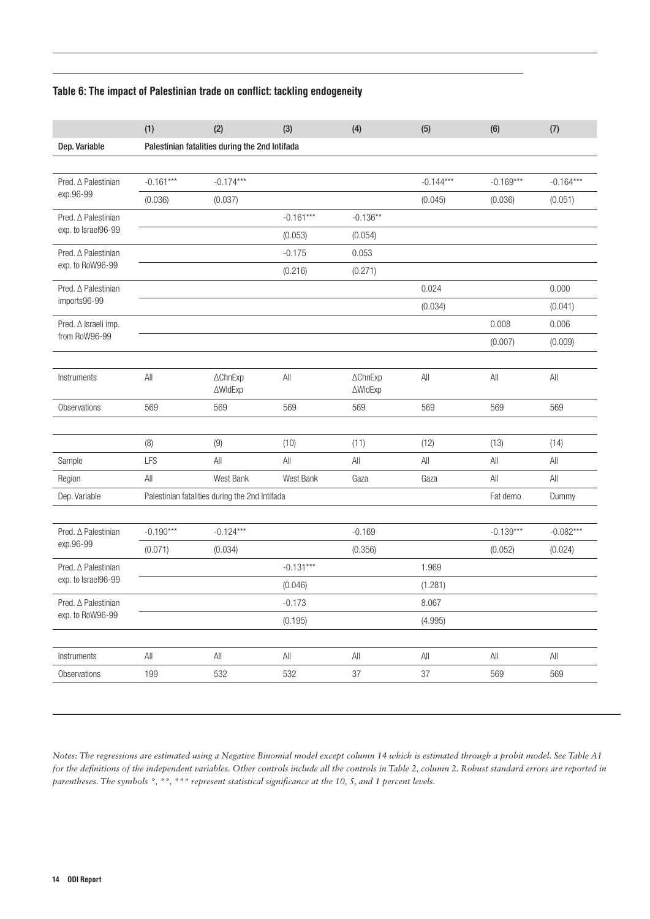**Table 6: The impact of Palestinian trade on conflict: tackling endogeneity**

| | (1) | (2) | (3) | (4) | (5) | (6) | (7) |
|---|---|---|---|---|---|---|---|
| Dep. Variable | Palestinian fatalities during the 2nd Intifada | | | | | | |
| Pred. Δ Palestinian exp.96-99 | -0.161*** | -0.174*** | | | -0.144*** | -0.169*** | -0.164*** |
| | (0.036) | (0.037) | | | (0.045) | (0.036) | (0.051) |
| Pred. Δ Palestinian exp. to Israel96-99 | | | -0.161*** | -0.136** | | | |
| | | | (0.053) | (0.054) | | | |
| Pred. Δ Palestinian exp. to RoW96-99 | | | -0.175 | 0.053 | | | |
| | | | (0.216) | (0.271) | | | |
| Pred. Δ Palestinian imports96-99 | | | | | 0.024 | | 0.000 |
| | | | | | (0.034) | | (0.041) |
| Pred. Δ Israeli imp. from RoW96-99 | | | | | | 0.008 | 0.006 |
| | | | | | | (0.007) | (0.009) |
| Instruments | All | ΔChnExp ΔWldExp | All | ΔChnExp ΔWldExp | All | All | All |
| Observations | 569 | 569 | 569 | 569 | 569 | 569 | 569 |

| | (8) | (9) | (10) | (11) | (12) | (13) | (14) |
|---|---|---|---|---|---|---|---|
| Sample | LFS | All | All | All | All | All | All |
| Region | All | West Bank | West Bank | Gaza | Gaza | All | All |
| Dep. Variable | Palestinian fatalities during the 2nd Intifada | | | | | Fat demo | Dummy |
| Pred. Δ Palestinian exp.96-99 | -0.190*** | -0.124*** | | -0.169 | | -0.139*** | -0.082*** |
| | (0.071) | (0.034) | | (0.356) | | (0.052) | (0.024) |
| Pred. Δ Palestinian exp. to Israel96-99 | | | -0.131*** | | 1.969 | | |
| | | | (0.046) | | (1.281) | | |
| Pred. Δ Palestinian exp. to RoW96-99 | | | -0.173 | | 8.067 | | |
| | | | (0.195) | | (4.995) | | |
| Instruments | All | All | All | All | All | All | All |
| Observations | 199 | 532 | 532 | 37 | 37 | 569 | 569 |

*Notes: The regressions are estimated using a Negative Binomial model except column 14 which is estimated through a probit model. See Table A1 for the definitions of the independent variables. Other controls include all the controls in Table 2, column 2. Robust standard errors are reported in parentheses. The symbols *, **, *** represent statistical significance at the 10, 5, and 1 percent levels.*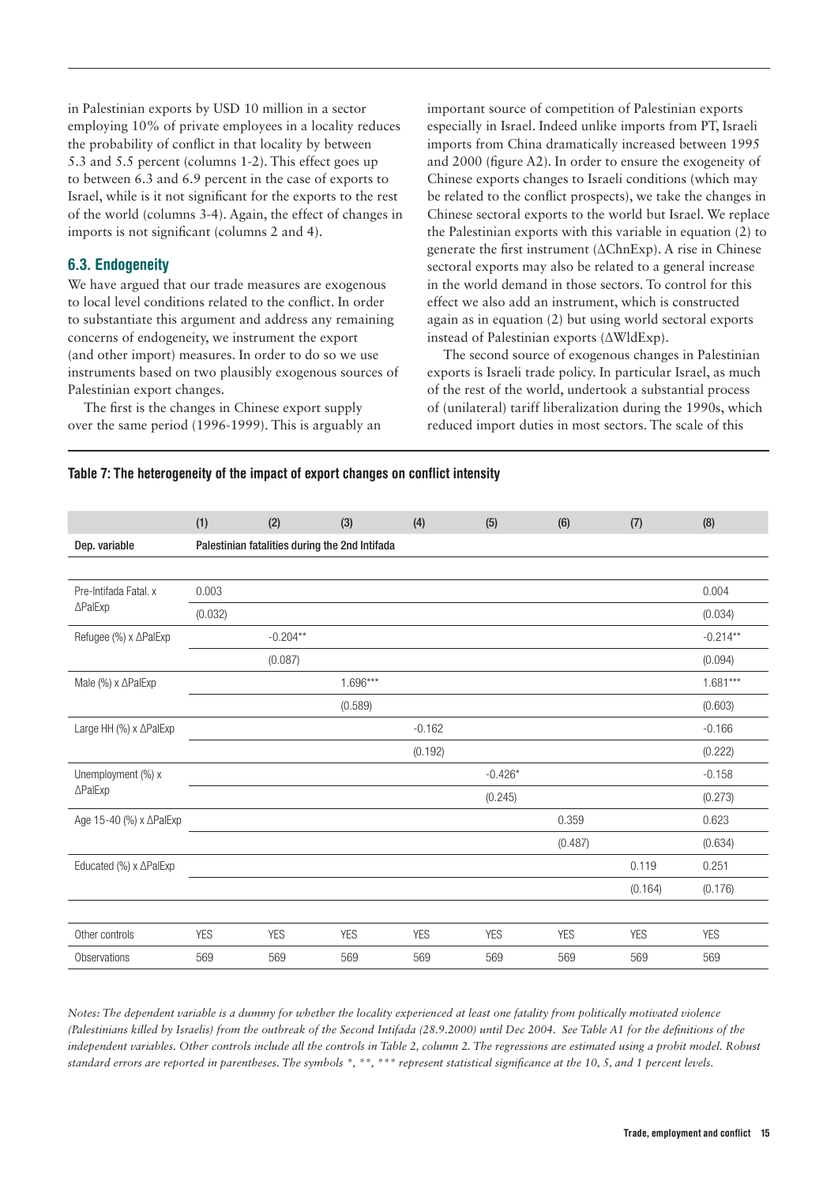in Palestinian exports by USD 10 million in a sector employing 10% of private employees in a locality reduces the probability of conflict in that locality by between 5.3 and 5.5 percent (columns 1-2). This effect goes up to between 6.3 and 6.9 percent in the case of exports to Israel, while is it not significant for the exports to the rest of the world (columns 3-4). Again, the effect of changes in imports is not significant (columns 2 and 4).

### 6.3. Endogeneity

We have argued that our trade measures are exogenous to local level conditions related to the conflict. In order to substantiate this argument and address any remaining concerns of endogeneity, we instrument the export (and other import) measures. In order to do so we use instruments based on two plausibly exogenous sources of Palestinian export changes.

The first is the changes in Chinese export supply over the same period (1996-1999). This is arguably an important source of competition of Palestinian exports especially in Israel. Indeed unlike imports from PT, Israeli imports from China dramatically increased between 1995 and 2000 (figure A2). In order to ensure the exogeneity of Chinese exports changes to Israeli conditions (which may be related to the conflict prospects), we take the changes in Chinese sectoral exports to the world but Israel. We replace the Palestinian exports with this variable in equation (2) to generate the first instrument (ΔChnExp). A rise in Chinese sectoral exports may also be related to a general increase in the world demand in those sectors. To control for this effect we also add an instrument, which is constructed again as in equation (2) but using world sectoral exports instead of Palestinian exports (ΔWldExp).

The second source of exogenous changes in Palestinian exports is Israeli trade policy. In particular Israel, as much of the rest of the world, undertook a substantial process of (unilateral) tariff liberalization during the 1990s, which reduced import duties in most sectors. The scale of this

**Table 7: The heterogeneity of the impact of export changes on conflict intensity**

| | (1) | (2) | (3) | (4) | (5) | (6) | (7) | (8) |
|---|---|---|---|---|---|---|---|---|
| Dep. variable | Palestinian fatalities during the 2nd Intifada | | | | | | | |
| Pre-Intifada Fatal. x ΔPalExp | 0.003 | | | | | | | 0.004 |
| | (0.032) | | | | | | | (0.034) |
| Refugee (%) x ΔPalExp | | -0.204** | | | | | | -0.214** |
| | | (0.087) | | | | | | (0.094) |
| Male (%) x ΔPalExp | | | 1.696*** | | | | | 1.681*** |
| | | | (0.589) | | | | | (0.603) |
| Large HH (%) x ΔPalExp | | | | -0.162 | | | | -0.166 |
| | | | | (0.192) | | | | (0.222) |
| Unemployment (%) x ΔPalExp | | | | | -0.426* | | | -0.158 |
| | | | | | (0.245) | | | (0.273) |
| Age 15-40 (%) x ΔPalExp | | | | | | 0.359 | | 0.623 |
| | | | | | | (0.487) | | (0.634) |
| Educated (%) x ΔPalExp | | | | | | | 0.119 | 0.251 |
| | | | | | | | (0.164) | (0.176) |
| Other controls | YES | YES | YES | YES | YES | YES | YES | YES |
| Observations | 569 | 569 | 569 | 569 | 569 | 569 | 569 | 569 |

*Notes: The dependent variable is a dummy for whether the locality experienced at least one fatality from politically motivated violence (Palestinians killed by Israelis) from the outbreak of the Second Intifada (28.9.2000) until Dec 2004. See Table A1 for the definitions of the independent variables. Other controls include all the controls in Table 2, column 2. The regressions are estimated using a probit model. Robust standard errors are reported in parentheses. The symbols *, **, *** represent statistical significance at the 10, 5, and 1 percent levels.*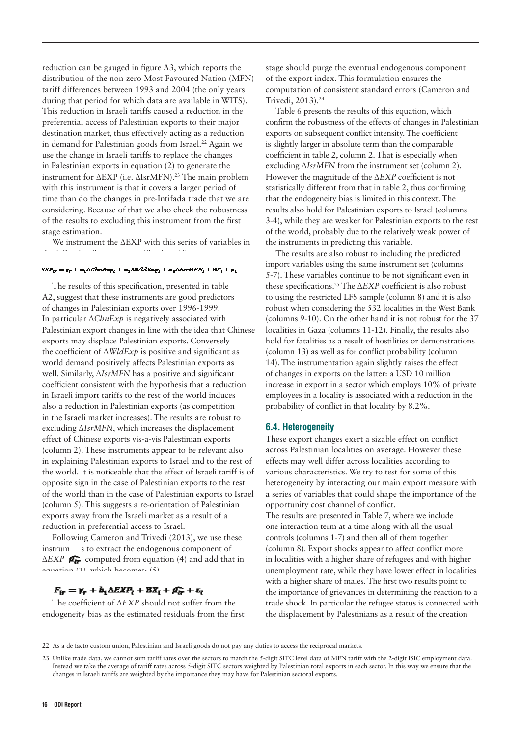reduction can be gauged in figure A3, which reports the distribution of the non-zero Most Favoured Nation (MFN) tariff differences between 1993 and 2004 (the only years during that period for which data are available in WITS). This reduction in Israeli tariffs caused a reduction in the preferential access of Palestinian exports to their major destination market, thus effectively acting as a reduction in demand for Palestinian goods from Israel.[22] Again we use the change in Israeli tariffs to replace the changes in Palestinian exports in equation (2) to generate the instrument for ΔEXP (i.e. ΔIsrMFN).[23] The main problem with this instrument is that it covers a larger period of time than do the changes in pre-Intifada trade that we are considering. Because of that we also check the robustness of the results to excluding this instrument from the first stage estimation.

We instrument the ΔEXP with this series of variables in the following first stage specification (4):

$$EXP_{ir} = \gamma_r + \alpha_1 \Delta ChnExp_i + \alpha_2 \Delta WldExp_i + \alpha_3 \Delta IsrMFN_i + BX_i + \mu_i$$

The results of this specification, presented in table A2, suggest that these instruments are good predictors of changes in Palestinian exports over 1996-1999. In particular Δ*ChnExp* is negatively associated with Palestinian export changes in line with the idea that Chinese exports may displace Palestinian exports. Conversely the coefficient of Δ*WldExp* is positive and significant as world demand positively affects Palestinian exports as well. Similarly, Δ*IsrMFN* has a positive and significant coefficient consistent with the hypothesis that a reduction in Israeli import tariffs to the rest of the world induces also a reduction in Palestinian exports (as competition in the Israeli market increases). The results are robust to excluding Δ*IsrMFN*, which increases the displacement effect of Chinese exports vis-a-vis Palestinian exports (column 2). These instruments appear to be relevant also in explaining Palestinian exports to Israel and to the rest of the world. It is noticeable that the effect of Israeli tariff is of opposite sign in the case of Palestinian exports to the rest of the world than in the case of Palestinian exports to Israel (column 5). This suggests a re-orientation of Palestinian exports away from the Israeli market as a result of a reduction in preferential access to Israel.

Following Cameron and Trivedi (2013), we use these instruments to extract the endogenous component of Δ*EXP* $\widehat{\mu_{ir}}$ computed from equation (4) and add that in equation (1), which becomes: (5)

$$F_{ir} = \gamma_r + b_1 \Delta EXP_i + BX_i + \widehat{\mu_{ir}} + \varepsilon_i$$

The coefficient of Δ*EXP* should not suffer from the endogeneity bias as the estimated residuals from the first stage should purge the eventual endogenous component of the export index. This formulation ensures the computation of consistent standard errors (Cameron and Trivedi, 2013).[24]

Table 6 presents the results of this equation, which confirm the robustness of the effects of changes in Palestinian exports on subsequent conflict intensity. The coefficient is slightly larger in absolute term than the comparable coefficient in table 2, column 2. That is especially when excluding Δ*IsrMFN* from the instrument set (column 2). However the magnitude of the Δ*EXP* coefficient is not statistically different from that in table 2, thus confirming that the endogeneity bias is limited in this context. The results also hold for Palestinian exports to Israel (columns 3-4), while they are weaker for Palestinian exports to the rest of the world, probably due to the relatively weak power of the instruments in predicting this variable.

The results are also robust to including the predicted import variables using the same instrument set (columns 5-7). These variables continue to be not significant even in these specifications.[25] The Δ*EXP* coefficient is also robust to using the restricted LFS sample (column 8) and it is also robust when considering the 532 localities in the West Bank (columns 9-10). On the other hand it is not robust for the 37 localities in Gaza (columns 11-12). Finally, the results also hold for fatalities as a result of hostilities or demonstrations (column 13) as well as for conflict probability (column 14). The instrumentation again slightly raises the effect of changes in exports on the latter: a USD 10 million increase in export in a sector which employs 10% of private employees in a locality is associated with a reduction in the probability of conflict in that locality by 8.2%.

### 6.4. Heterogeneity

These export changes exert a sizable effect on conflict across Palestinian localities on average. However these effects may well differ across localities according to various characteristics. We try to test for some of this heterogeneity by interacting our main export measure with a series of variables that could shape the importance of the opportunity cost channel of conflict.

The results are presented in Table 7, where we include one interaction term at a time along with all the usual controls (columns 1-7) and then all of them together (column 8). Export shocks appear to affect conflict more in localities with a higher share of refugees and with higher unemployment rate, while they have lower effect in localities with a higher share of males. The first two results point to the importance of grievances in determining the reaction to a trade shock. In particular the refugee status is connected with the displacement by Palestinians as a result of the creation

---

22 As a de facto custom union, Palestinian and Israeli goods do not pay any duties to access the reciprocal markets.

23 Unlike trade data, we cannot sum tariff rates over the sectors to match the 5-digit SITC level data of MFN tariff with the 2-digit ISIC employment data. Instead we take the average of tariff rates across 5-digit SITC sectors weighted by Palestinian total exports in each sector. In this way we ensure that the changes in Israeli tariffs are weighted by the importance they may have for Palestinian sectoral exports.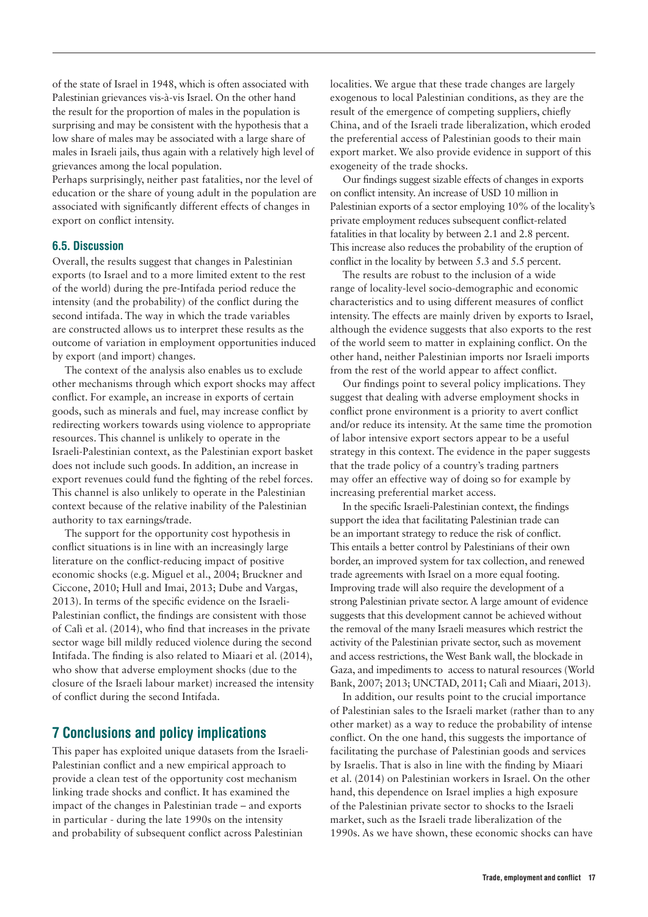of the state of Israel in 1948, which is often associated with Palestinian grievances vis-à-vis Israel. On the other hand the result for the proportion of males in the population is surprising and may be consistent with the hypothesis that a low share of males may be associated with a large share of males in Israeli jails, thus again with a relatively high level of grievances among the local population.

Perhaps surprisingly, neither past fatalities, nor the level of education or the share of young adult in the population are associated with significantly different effects of changes in export on conflict intensity.

### 6.5. Discussion

Overall, the results suggest that changes in Palestinian exports (to Israel and to a more limited extent to the rest of the world) during the pre-Intifada period reduce the intensity (and the probability) of the conflict during the second intifada. The way in which the trade variables are constructed allows us to interpret these results as the outcome of variation in employment opportunities induced by export (and import) changes.

The context of the analysis also enables us to exclude other mechanisms through which export shocks may affect conflict. For example, an increase in exports of certain goods, such as minerals and fuel, may increase conflict by redirecting workers towards using violence to appropriate resources. This channel is unlikely to operate in the Israeli-Palestinian context, as the Palestinian export basket does not include such goods. In addition, an increase in export revenues could fund the fighting of the rebel forces. This channel is also unlikely to operate in the Palestinian context because of the relative inability of the Palestinian authority to tax earnings/trade.

The support for the opportunity cost hypothesis in conflict situations is in line with an increasingly large literature on the conflict-reducing impact of positive economic shocks (e.g. Miguel et al., 2004; Bruckner and Ciccone, 2010; Hull and Imai, 2013; Dube and Vargas, 2013). In terms of the specific evidence on the Israeli-Palestinian conflict, the findings are consistent with those of Calì et al. (2014), who find that increases in the private sector wage bill mildly reduced violence during the second Intifada. The finding is also related to Miaari et al. (2014), who show that adverse employment shocks (due to the closure of the Israeli labour market) increased the intensity of conflict during the second Intifada.

## 7 Conclusions and policy implications

This paper has exploited unique datasets from the Israeli-Palestinian conflict and a new empirical approach to provide a clean test of the opportunity cost mechanism linking trade shocks and conflict. It has examined the impact of the changes in Palestinian trade – and exports in particular - during the late 1990s on the intensity and probability of subsequent conflict across Palestinian localities. We argue that these trade changes are largely exogenous to local Palestinian conditions, as they are the result of the emergence of competing suppliers, chiefly China, and of the Israeli trade liberalization, which eroded the preferential access of Palestinian goods to their main export market. We also provide evidence in support of this exogeneity of the trade shocks.

Our findings suggest sizable effects of changes in exports on conflict intensity. An increase of USD 10 million in Palestinian exports of a sector employing 10% of the locality's private employment reduces subsequent conflict-related fatalities in that locality by between 2.1 and 2.8 percent. This increase also reduces the probability of the eruption of conflict in the locality by between 5.3 and 5.5 percent.

The results are robust to the inclusion of a wide range of locality-level socio-demographic and economic characteristics and to using different measures of conflict intensity. The effects are mainly driven by exports to Israel, although the evidence suggests that also exports to the rest of the world seem to matter in explaining conflict. On the other hand, neither Palestinian imports nor Israeli imports from the rest of the world appear to affect conflict.

Our findings point to several policy implications. They suggest that dealing with adverse employment shocks in conflict prone environment is a priority to avert conflict and/or reduce its intensity. At the same time the promotion of labor intensive export sectors appear to be a useful strategy in this context. The evidence in the paper suggests that the trade policy of a country's trading partners may offer an effective way of doing so for example by increasing preferential market access.

In the specific Israeli-Palestinian context, the findings support the idea that facilitating Palestinian trade can be an important strategy to reduce the risk of conflict. This entails a better control by Palestinians of their own border, an improved system for tax collection, and renewed trade agreements with Israel on a more equal footing. Improving trade will also require the development of a strong Palestinian private sector. A large amount of evidence suggests that this development cannot be achieved without the removal of the many Israeli measures which restrict the activity of the Palestinian private sector, such as movement and access restrictions, the West Bank wall, the blockade in Gaza, and impediments to access to natural resources (World Bank, 2007; 2013; UNCTAD, 2011; Calì and Miaari, 2013).

In addition, our results point to the crucial importance of Palestinian sales to the Israeli market (rather than to any other market) as a way to reduce the probability of intense conflict. On the one hand, this suggests the importance of facilitating the purchase of Palestinian goods and services by Israelis. That is also in line with the finding by Miaari et al. (2014) on Palestinian workers in Israel. On the other hand, this dependence on Israel implies a high exposure of the Palestinian private sector to shocks to the Israeli market, such as the Israeli trade liberalization of the 1990s. As we have shown, these economic shocks can have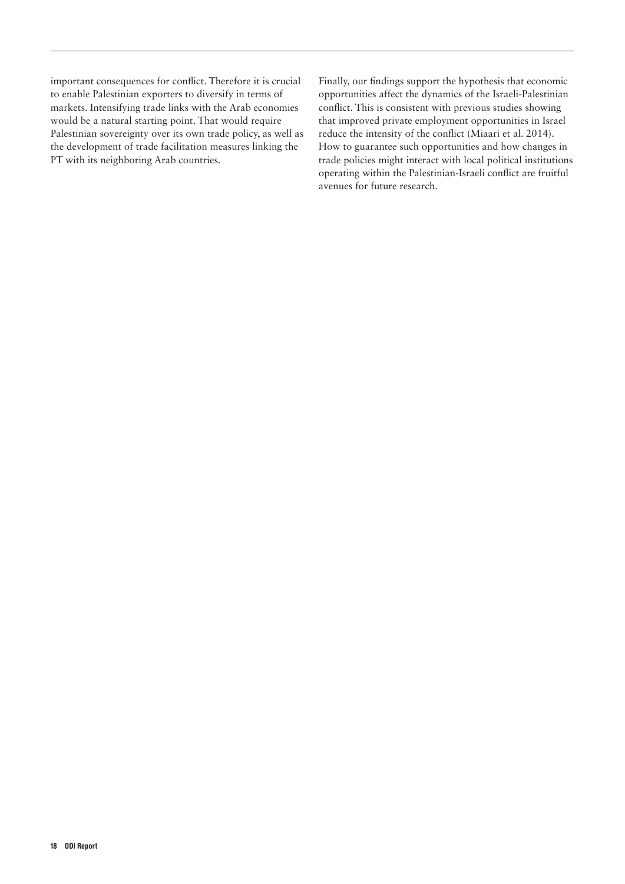important consequences for conflict. Therefore it is crucial to enable Palestinian exporters to diversify in terms of markets. Intensifying trade links with the Arab economies would be a natural starting point. That would require Palestinian sovereignty over its own trade policy, as well as the development of trade facilitation measures linking the PT with its neighboring Arab countries.

Finally, our findings support the hypothesis that economic opportunities affect the dynamics of the Israeli-Palestinian conflict. This is consistent with previous studies showing that improved private employment opportunities in Israel reduce the intensity of the conflict (Miaari et al. 2014). How to guarantee such opportunities and how changes in trade policies might interact with local political institutions operating within the Palestinian-Israeli conflict are fruitful avenues for future research.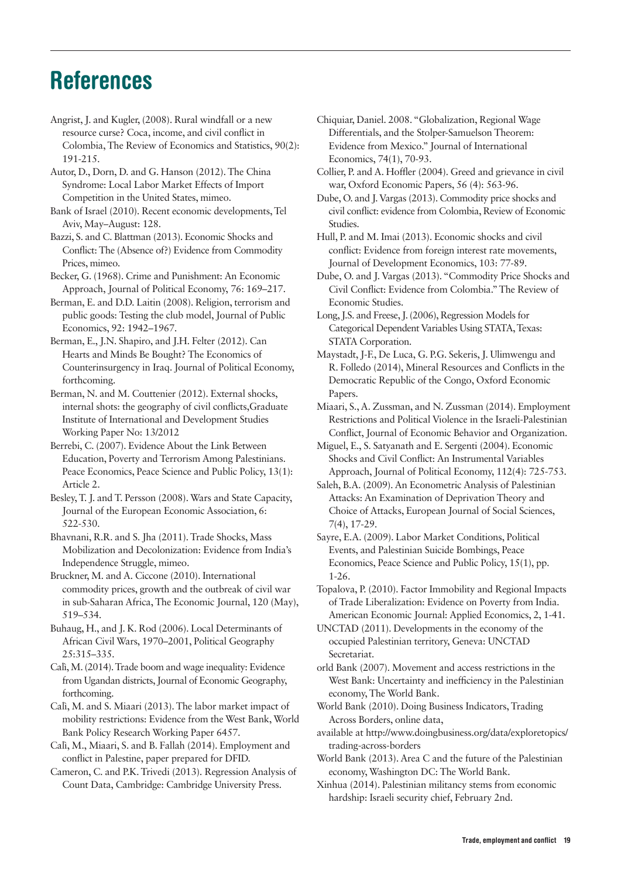# References

Angrist, J. and Kugler, (2008). Rural windfall or a new resource curse? Coca, income, and civil conflict in Colombia, The Review of Economics and Statistics, 90(2): 191-215.

Autor, D., Dorn, D. and G. Hanson (2012). The China Syndrome: Local Labor Market Effects of Import Competition in the United States, mimeo.

Bank of Israel (2010). Recent economic developments, Tel Aviv, May–August: 128.

Bazzi, S. and C. Blattman (2013). Economic Shocks and Conflict: The (Absence of?) Evidence from Commodity Prices, mimeo.

Becker, G. (1968). Crime and Punishment: An Economic Approach, Journal of Political Economy, 76: 169–217.

Berman, E. and D.D. Laitin (2008). Religion, terrorism and public goods: Testing the club model, Journal of Public Economics, 92: 1942–1967.

Berman, E., J.N. Shapiro, and J.H. Felter (2012). Can Hearts and Minds Be Bought? The Economics of Counterinsurgency in Iraq. Journal of Political Economy, forthcoming.

Berman, N. and M. Couttenier (2012). External shocks, internal shots: the geography of civil conflicts,Graduate Institute of International and Development Studies Working Paper No: 13/2012

Berrebi, C. (2007). Evidence About the Link Between Education, Poverty and Terrorism Among Palestinians. Peace Economics, Peace Science and Public Policy, 13(1): Article 2.

Besley, T. J. and T. Persson (2008). Wars and State Capacity, Journal of the European Economic Association, 6: 522-530.

Bhavnani, R.R. and S. Jha (2011). Trade Shocks, Mass Mobilization and Decolonization: Evidence from India's Independence Struggle, mimeo.

Bruckner, M. and A. Ciccone (2010). International commodity prices, growth and the outbreak of civil war in sub-Saharan Africa, The Economic Journal, 120 (May), 519–534.

Buhaug, H., and J. K. Rod (2006). Local Determinants of African Civil Wars, 1970–2001, Political Geography 25:315–335.

Calì, M. (2014). Trade boom and wage inequality: Evidence from Ugandan districts, Journal of Economic Geography, forthcoming.

Calì, M. and S. Miaari (2013). The labor market impact of mobility restrictions: Evidence from the West Bank, World Bank Policy Research Working Paper 6457.

Calì, M., Miaari, S. and B. Fallah (2014). Employment and conflict in Palestine, paper prepared for DFID.

Cameron, C. and P.K. Trivedi (2013). Regression Analysis of Count Data, Cambridge: Cambridge University Press.

Chiquiar, Daniel. 2008. "Globalization, Regional Wage Differentials, and the Stolper-Samuelson Theorem: Evidence from Mexico." Journal of International Economics, 74(1), 70-93.

Collier, P. and A. Hoffler (2004). Greed and grievance in civil war, Oxford Economic Papers, 56 (4): 563-96.

Dube, O. and J. Vargas (2013). Commodity price shocks and civil conflict: evidence from Colombia, Review of Economic Studies.

Hull, P. and M. Imai (2013). Economic shocks and civil conflict: Evidence from foreign interest rate movements, Journal of Development Economics, 103: 77-89.

Dube, O. and J. Vargas (2013). "Commodity Price Shocks and Civil Conflict: Evidence from Colombia." The Review of Economic Studies.

Long, J.S. and Freese, J. (2006), Regression Models for Categorical Dependent Variables Using STATA, Texas: STATA Corporation.

Maystadt, J-F., De Luca, G. P.G. Sekeris, J. Ulimwengu and R. Folledo (2014), Mineral Resources and Conflicts in the Democratic Republic of the Congo, Oxford Economic Papers.

Miaari, S., A. Zussman, and N. Zussman (2014). Employment Restrictions and Political Violence in the Israeli-Palestinian Conflict, Journal of Economic Behavior and Organization.

Miguel, E., S. Satyanath and E. Sergenti (2004). Economic Shocks and Civil Conflict: An Instrumental Variables Approach, Journal of Political Economy, 112(4): 725-753.

Saleh, B.A. (2009). An Econometric Analysis of Palestinian Attacks: An Examination of Deprivation Theory and Choice of Attacks, European Journal of Social Sciences, 7(4), 17-29.

Sayre, E.A. (2009). Labor Market Conditions, Political Events, and Palestinian Suicide Bombings, Peace Economics, Peace Science and Public Policy, 15(1), pp. 1-26.

Topalova, P. (2010). Factor Immobility and Regional Impacts of Trade Liberalization: Evidence on Poverty from India. American Economic Journal: Applied Economics, 2, 1-41.

UNCTAD (2011). Developments in the economy of the occupied Palestinian territory, Geneva: UNCTAD Secretariat.

orld Bank (2007). Movement and access restrictions in the West Bank: Uncertainty and inefficiency in the Palestinian economy, The World Bank.

World Bank (2010). Doing Business Indicators, Trading Across Borders, online data,

available at http://www.doingbusiness.org/data/exploretopics/trading-across-borders

World Bank (2013). Area C and the future of the Palestinian economy, Washington DC: The World Bank.

Xinhua (2014). Palestinian militancy stems from economic hardship: Israeli security chief, February 2nd.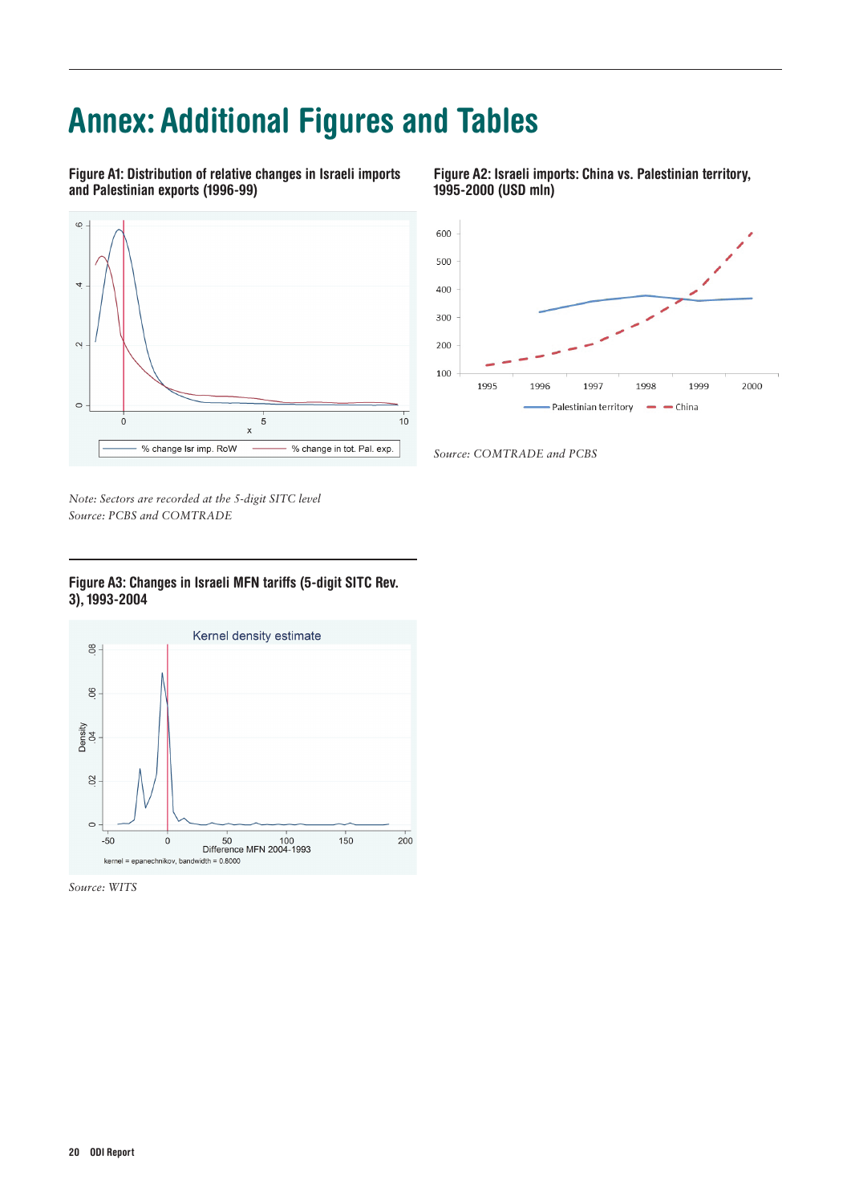# Annex: Additional Figures and Tables

**Figure A1: Distribution of relative changes in Israeli imports and Palestinian exports (1996-99)**

*Note: Sectors are recorded at the 5-digit SITC level*
*Source: PCBS and COMTRADE*

**Figure A2: Israeli imports: China vs. Palestinian territory, 1995-2000 (USD mln)**

*Source: COMTRADE and PCBS*

**Figure A3: Changes in Israeli MFN tariffs (5-digit SITC Rev. 3), 1993-2004**

*Source: WITS*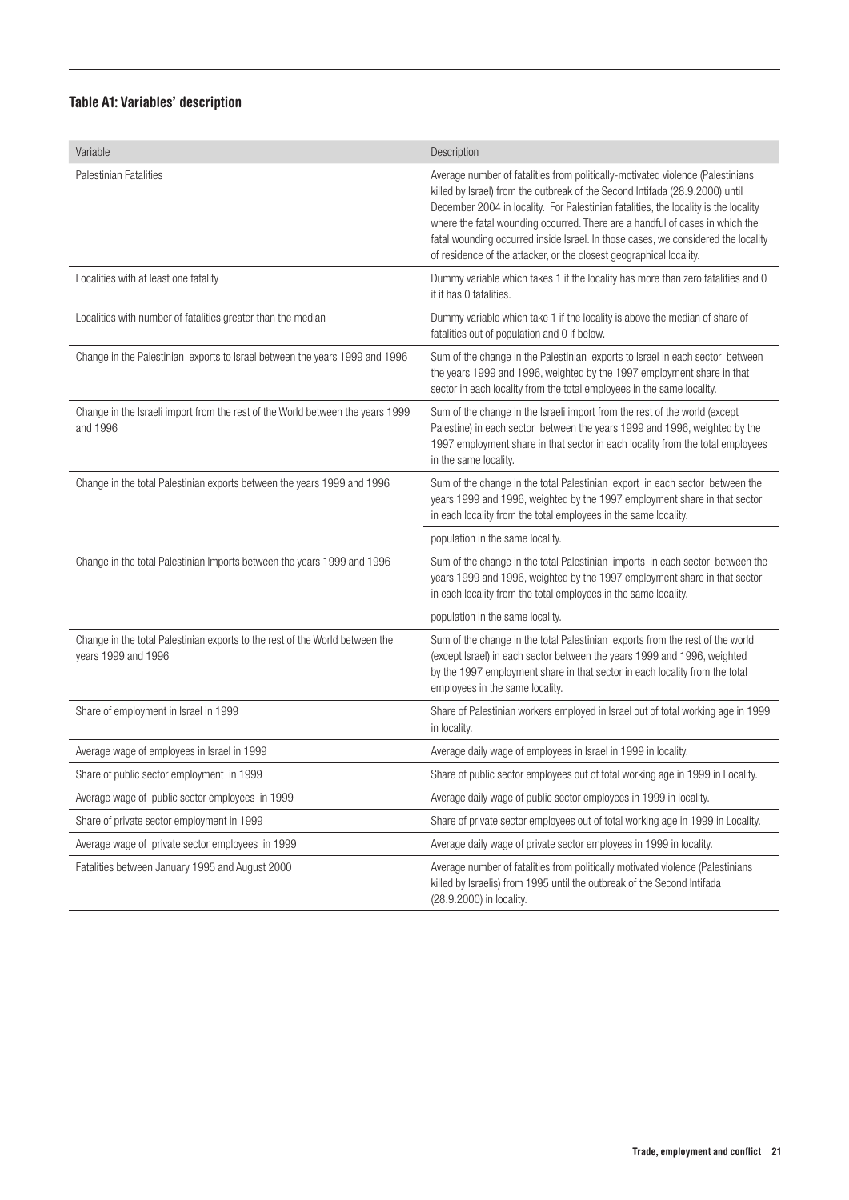**Table A1: Variables' description**

| Variable | Description |
| --- | --- |
| Palestinian Fatalities | Average number of fatalities from politically-motivated violence (Palestinians killed by Israel) from the outbreak of the Second Intifada (28.9.2000) until December 2004 in locality. For Palestinian fatalities, the locality is the locality where the fatal wounding occurred. There are a handful of cases in which the fatal wounding occurred inside Israel. In those cases, we considered the locality of residence of the attacker, or the closest geographical locality. |
| Localities with at least one fatality | Dummy variable which takes 1 if the locality has more than zero fatalities and 0 if it has 0 fatalities. |
| Localities with number of fatalities greater than the median | Dummy variable which take 1 if the locality is above the median of share of fatalities out of population and 0 if below. |
| Change in the Palestinian exports to Israel between the years 1999 and 1996 | Sum of the change in the Palestinian exports to Israel in each sector between the years 1999 and 1996, weighted by the 1997 employment share in that sector in each locality from the total employees in the same locality. |
| Change in the Israeli import from the rest of the World between the years 1999 and 1996 | Sum of the change in the Israeli import from the rest of the world (except Palestine) in each sector between the years 1999 and 1996, weighted by the 1997 employment share in that sector in each locality from the total employees in the same locality. |
| Change in the total Palestinian exports between the years 1999 and 1996 | Sum of the change in the total Palestinian export in each sector between the years 1999 and 1996, weighted by the 1997 employment share in that sector in each locality from the total employees in the same locality. |
| | population in the same locality. |
| Change in the total Palestinian Imports between the years 1999 and 1996 | Sum of the change in the total Palestinian imports in each sector between the years 1999 and 1996, weighted by the 1997 employment share in that sector in each locality from the total employees in the same locality. |
| | population in the same locality. |
| Change in the total Palestinian exports to the rest of the World between the years 1999 and 1996 | Sum of the change in the total Palestinian exports from the rest of the world (except Israel) in each sector between the years 1999 and 1996, weighted by the 1997 employment share in that sector in each locality from the total employees in the same locality. |
| Share of employment in Israel in 1999 | Share of Palestinian workers employed in Israel out of total working age in 1999 in locality. |
| Average wage of employees in Israel in 1999 | Average daily wage of employees in Israel in 1999 in locality. |
| Share of public sector employment in 1999 | Share of public sector employees out of total working age in 1999 in Locality. |
| Average wage of public sector employees in 1999 | Average daily wage of public sector employees in 1999 in locality. |
| Share of private sector employment in 1999 | Share of private sector employees out of total working age in 1999 in Locality. |
| Average wage of private sector employees in 1999 | Average daily wage of private sector employees in 1999 in locality. |
| Fatalities between January 1995 and August 2000 | Average number of fatalities from politically motivated violence (Palestinians killed by Israelis) from 1995 until the outbreak of the Second Intifada (28.9.2000) in locality. |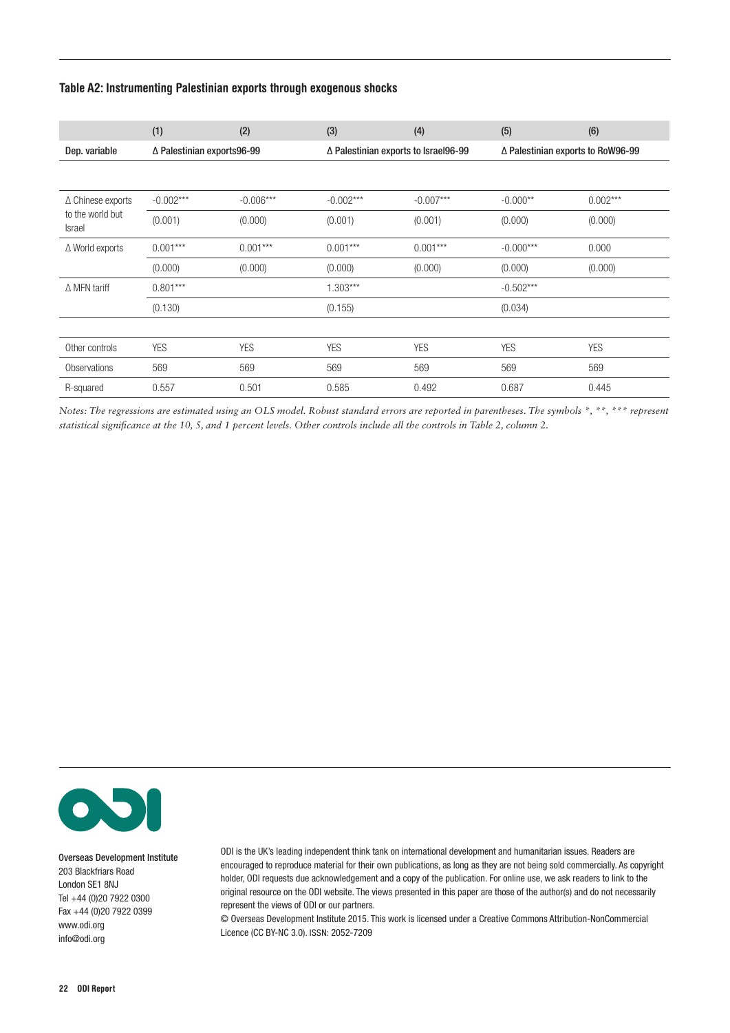**Table A2: Instrumenting Palestinian exports through exogenous shocks**

| | (1) | (2) | (3) | (4) | (5) | (6) |
|---|---|---|---|---|---|---|
| Dep. variable | Δ Palestinian exports96-99 | | Δ Palestinian exports to Israel96-99 | | Δ Palestinian exports to RoW96-99 | |
| Δ Chinese exports to the world but Israel | -0.002*** | -0.006*** | -0.002*** | -0.007*** | -0.000** | 0.002*** |
| | (0.001) | (0.000) | (0.001) | (0.001) | (0.000) | (0.000) |
| Δ World exports | 0.001*** | 0.001*** | 0.001*** | 0.001*** | -0.000*** | 0.000 |
| | (0.000) | (0.000) | (0.000) | (0.000) | (0.000) | (0.000) |
| Δ MFN tariff | 0.801*** | | 1.303*** | | -0.502*** | |
| | (0.130) | | (0.155) | | (0.034) | |
| Other controls | YES | YES | YES | YES | YES | YES |
| Observations | 569 | 569 | 569 | 569 | 569 | 569 |
| R-squared | 0.557 | 0.501 | 0.585 | 0.492 | 0.687 | 0.445 |

*Notes: The regressions are estimated using an OLS model. Robust standard errors are reported in parentheses. The symbols *, **, *** represent statistical significance at the 10, 5, and 1 percent levels. Other controls include all the controls in Table 2, column 2.*

**Overseas Development Institute**
203 Blackfriars Road
London SE1 8NJ
Tel +44 (0)20 7922 0300
Fax +44 (0)20 7922 0399
www.odi.org
info@odi.org

ODI is the UK's leading independent think tank on international development and humanitarian issues. Readers are encouraged to reproduce material for their own publications, as long as they are not being sold commercially. As copyright holder, ODI requests due acknowledgement and a copy of the publication. For online use, we ask readers to link to the original resource on the ODI website. The views presented in this paper are those of the author(s) and do not necessarily represent the views of ODI or our partners.

© Overseas Development Institute 2015. This work is licensed under a Creative Commons Attribution-NonCommercial Licence (CC BY-NC 3.0). ISSN: 2052-7209